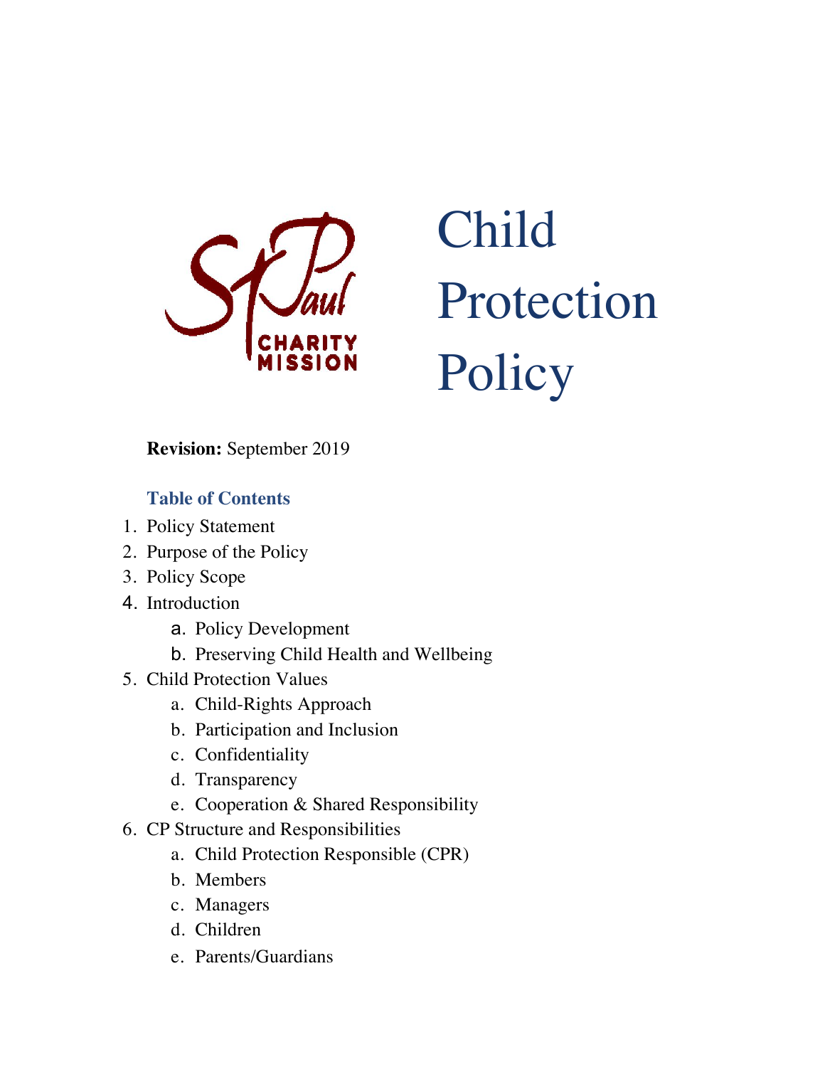# Child Protection Policy

**Revision:** September 2019

## Table of Contents

1. Policy Statement
2. Purpose of the Policy
3. Policy Scope
4. Introduction
   a. Policy Development
   b. Preserving Child Health and Wellbeing
5. Child Protection Values
   a. Child-Rights Approach
   b. Participation and Inclusion
   c. Confidentiality
   d. Transparency
   e. Cooperation & Shared Responsibility
6. CP Structure and Responsibilities
   a. Child Protection Responsible (CPR)
   b. Members
   c. Managers
   d. Children
   e. Parents/Guardians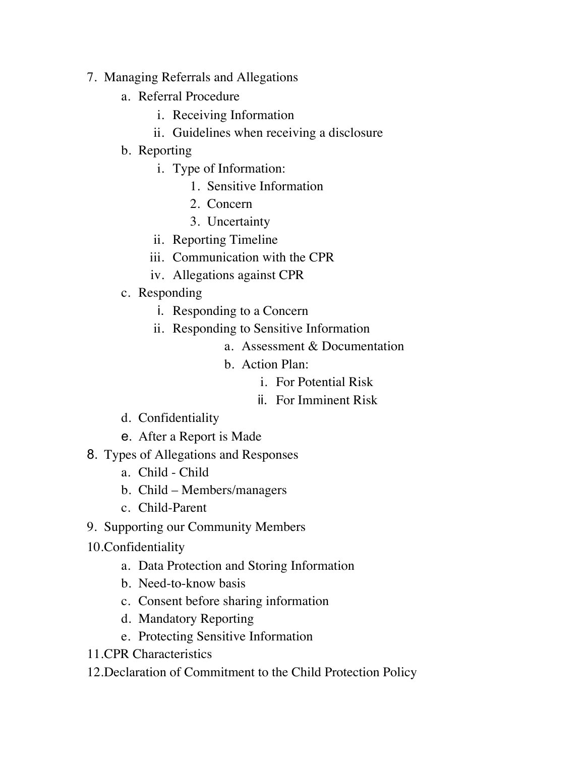7. Managing Referrals and Allegations
    a. Referral Procedure
        i. Receiving Information
        ii. Guidelines when receiving a disclosure
    b. Reporting
        i. Type of Information:
            1. Sensitive Information
            2. Concern
            3. Uncertainty
        ii. Reporting Timeline
        iii. Communication with the CPR
        iv. Allegations against CPR
    c. Responding
        i. Responding to a Concern
        ii. Responding to Sensitive Information
            a. Assessment & Documentation
            b. Action Plan:
                i. For Potential Risk
                ii. For Imminent Risk
    d. Confidentiality
    e. After a Report is Made
8. Types of Allegations and Responses
    a. Child - Child
    b. Child – Members/managers
    c. Child-Parent
9. Supporting our Community Members
10. Confidentiality
    a. Data Protection and Storing Information
    b. Need-to-know basis
    c. Consent before sharing information
    d. Mandatory Reporting
    e. Protecting Sensitive Information
11. CPR Characteristics
12. Declaration of Commitment to the Child Protection Policy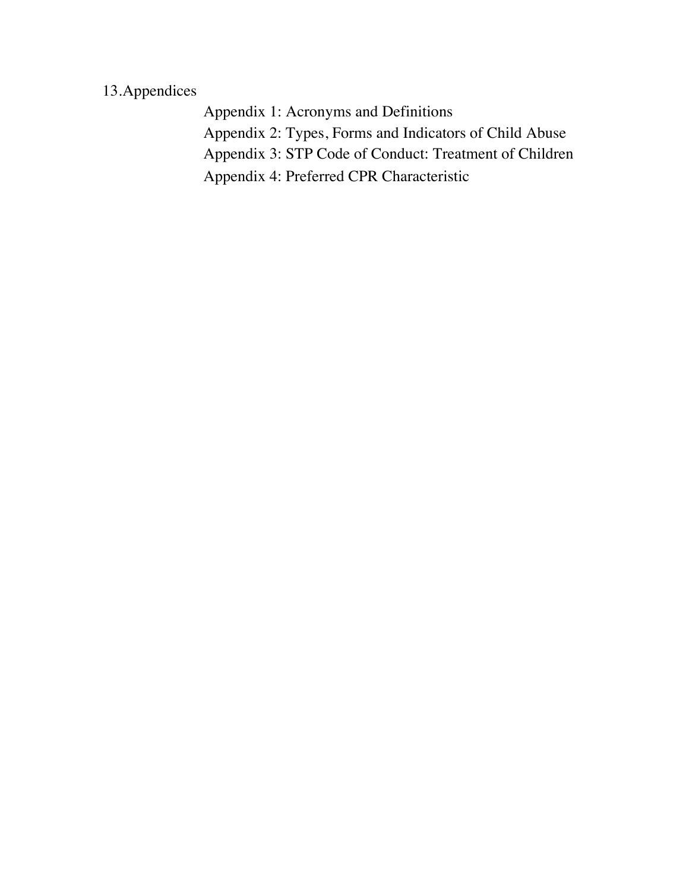13. Appendices

- Appendix 1: Acronyms and Definitions
- Appendix 2: Types, Forms and Indicators of Child Abuse
- Appendix 3: STP Code of Conduct: Treatment of Children
- Appendix 4: Preferred CPR Characteristic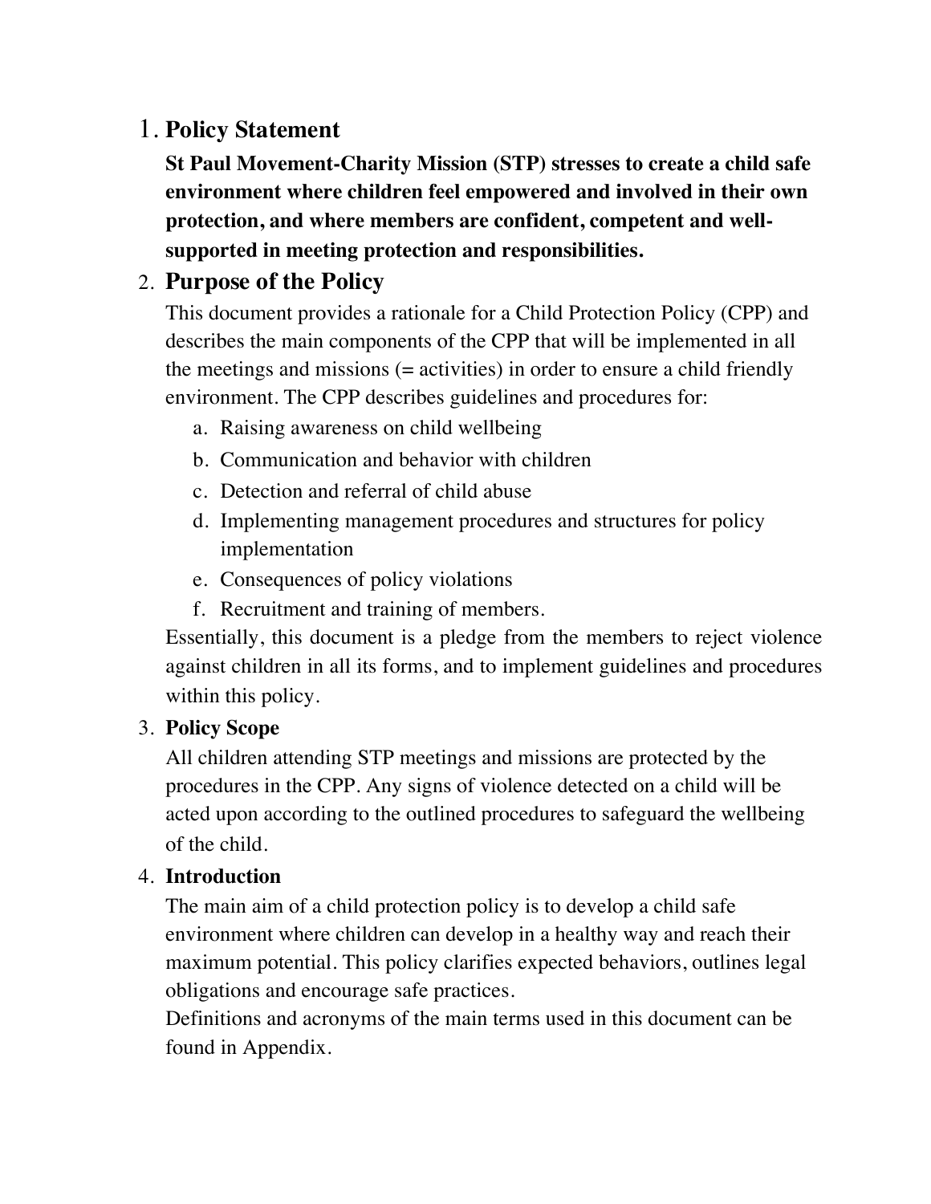## 1. Policy Statement

**St Paul Movement-Charity Mission (STP) stresses to create a child safe environment where children feel empowered and involved in their own protection, and where members are confident, competent and well-supported in meeting protection and responsibilities.**

## 2. Purpose of the Policy

This document provides a rationale for a Child Protection Policy (CPP) and describes the main components of the CPP that will be implemented in all the meetings and missions (= activities) in order to ensure a child friendly environment. The CPP describes guidelines and procedures for:

a. Raising awareness on child wellbeing
b. Communication and behavior with children
c. Detection and referral of child abuse
d. Implementing management procedures and structures for policy implementation
e. Consequences of policy violations
f. Recruitment and training of members.

Essentially, this document is a pledge from the members to reject violence against children in all its forms, and to implement guidelines and procedures within this policy.

## 3. Policy Scope

All children attending STP meetings and missions are protected by the procedures in the CPP. Any signs of violence detected on a child will be acted upon according to the outlined procedures to safeguard the wellbeing of the child.

## 4. Introduction

The main aim of a child protection policy is to develop a child safe environment where children can develop in a healthy way and reach their maximum potential. This policy clarifies expected behaviors, outlines legal obligations and encourage safe practices.

Definitions and acronyms of the main terms used in this document can be found in Appendix.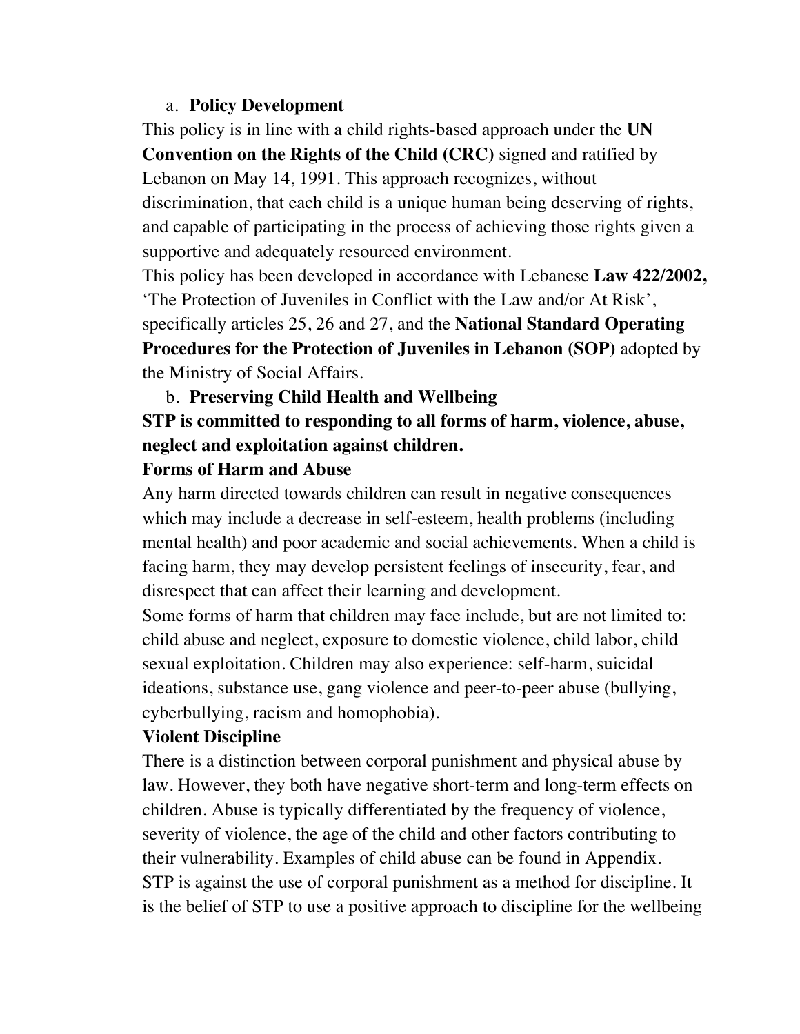a. **Policy Development**

This policy is in line with a child rights-based approach under the **UN Convention on the Rights of the Child (CRC)** signed and ratified by Lebanon on May 14, 1991. This approach recognizes, without discrimination, that each child is a unique human being deserving of rights, and capable of participating in the process of achieving those rights given a supportive and adequately resourced environment.

This policy has been developed in accordance with Lebanese **Law 422/2002,** 'The Protection of Juveniles in Conflict with the Law and/or At Risk', specifically articles 25, 26 and 27, and the **National Standard Operating Procedures for the Protection of Juveniles in Lebanon (SOP)** adopted by the Ministry of Social Affairs.

b. **Preserving Child Health and Wellbeing**

**STP is committed to responding to all forms of harm, violence, abuse, neglect and exploitation against children.**

**Forms of Harm and Abuse**

Any harm directed towards children can result in negative consequences which may include a decrease in self-esteem, health problems (including mental health) and poor academic and social achievements. When a child is facing harm, they may develop persistent feelings of insecurity, fear, and disrespect that can affect their learning and development.

Some forms of harm that children may face include, but are not limited to: child abuse and neglect, exposure to domestic violence, child labor, child sexual exploitation. Children may also experience: self-harm, suicidal ideations, substance use, gang violence and peer-to-peer abuse (bullying, cyberbullying, racism and homophobia).

**Violent Discipline**

There is a distinction between corporal punishment and physical abuse by law. However, they both have negative short-term and long-term effects on children. Abuse is typically differentiated by the frequency of violence, severity of violence, the age of the child and other factors contributing to their vulnerability. Examples of child abuse can be found in Appendix.

STP is against the use of corporal punishment as a method for discipline. It is the belief of STP to use a positive approach to discipline for the wellbeing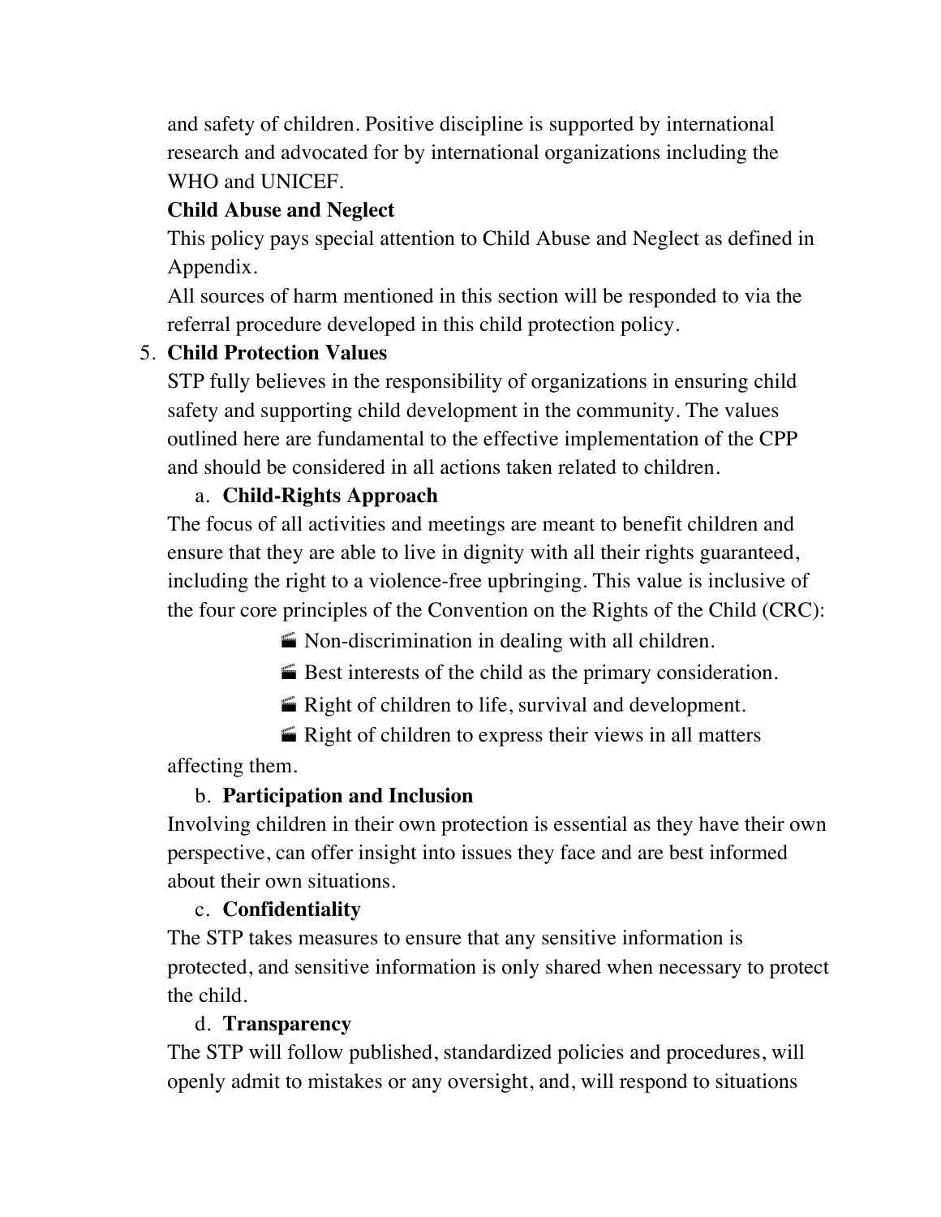and safety of children. Positive discipline is supported by international research and advocated for by international organizations including the WHO and UNICEF.

**Child Abuse and Neglect**

This policy pays special attention to Child Abuse and Neglect as defined in Appendix.

All sources of harm mentioned in this section will be responded to via the referral procedure developed in this child protection policy.

5. **Child Protection Values**

STP fully believes in the responsibility of organizations in ensuring child safety and supporting child development in the community. The values outlined here are fundamental to the effective implementation of the CPP and should be considered in all actions taken related to children.

a. **Child-Rights Approach**

The focus of all activities and meetings are meant to benefit children and ensure that they are able to live in dignity with all their rights guaranteed, including the right to a violence-free upbringing. This value is inclusive of the four core principles of the Convention on the Rights of the Child (CRC):

- Non-discrimination in dealing with all children.
- Best interests of the child as the primary consideration.
- Right of children to life, survival and development.
- Right of children to express their views in all matters affecting them.

b. **Participation and Inclusion**

Involving children in their own protection is essential as they have their own perspective, can offer insight into issues they face and are best informed about their own situations.

c. **Confidentiality**

The STP takes measures to ensure that any sensitive information is protected, and sensitive information is only shared when necessary to protect the child.

d. **Transparency**

The STP will follow published, standardized policies and procedures, will openly admit to mistakes or any oversight, and, will respond to situations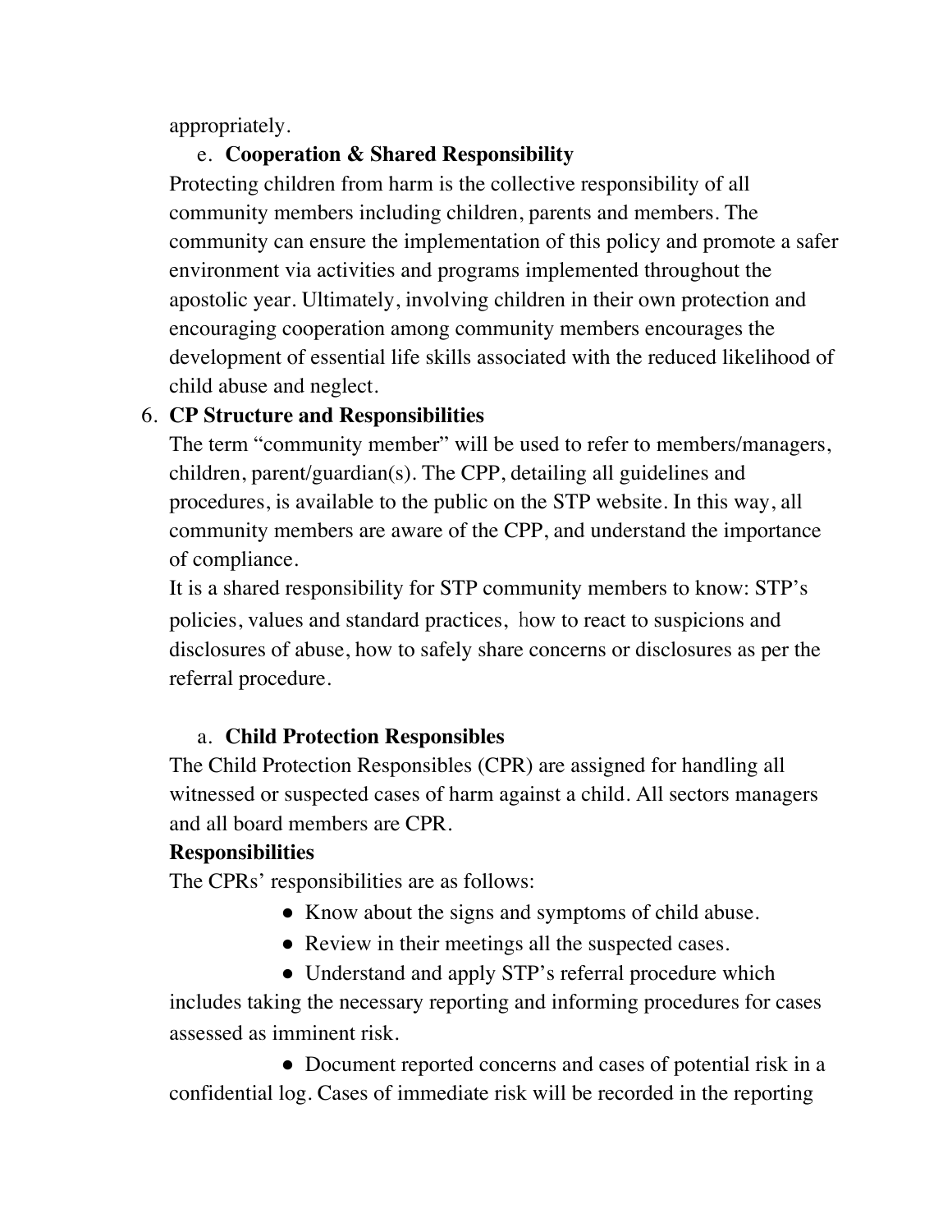appropriately.

e. **Cooperation & Shared Responsibility**

Protecting children from harm is the collective responsibility of all community members including children, parents and members. The community can ensure the implementation of this policy and promote a safer environment via activities and programs implemented throughout the apostolic year. Ultimately, involving children in their own protection and encouraging cooperation among community members encourages the development of essential life skills associated with the reduced likelihood of child abuse and neglect.

6. **CP Structure and Responsibilities**

The term "community member" will be used to refer to members/managers, children, parent/guardian(s). The CPP, detailing all guidelines and procedures, is available to the public on the STP website. In this way, all community members are aware of the CPP, and understand the importance of compliance.

It is a shared responsibility for STP community members to know: STP's policies, values and standard practices, how to react to suspicions and disclosures of abuse, how to safely share concerns or disclosures as per the referral procedure.

a. **Child Protection Responsibles**

The Child Protection Responsibles (CPR) are assigned for handling all witnessed or suspected cases of harm against a child. All sectors managers and all board members are CPR.

**Responsibilities**

The CPRs' responsibilities are as follows:

- Know about the signs and symptoms of child abuse.
- Review in their meetings all the suspected cases.
- Understand and apply STP's referral procedure which includes taking the necessary reporting and informing procedures for cases assessed as imminent risk.
- Document reported concerns and cases of potential risk in a confidential log. Cases of immediate risk will be recorded in the reporting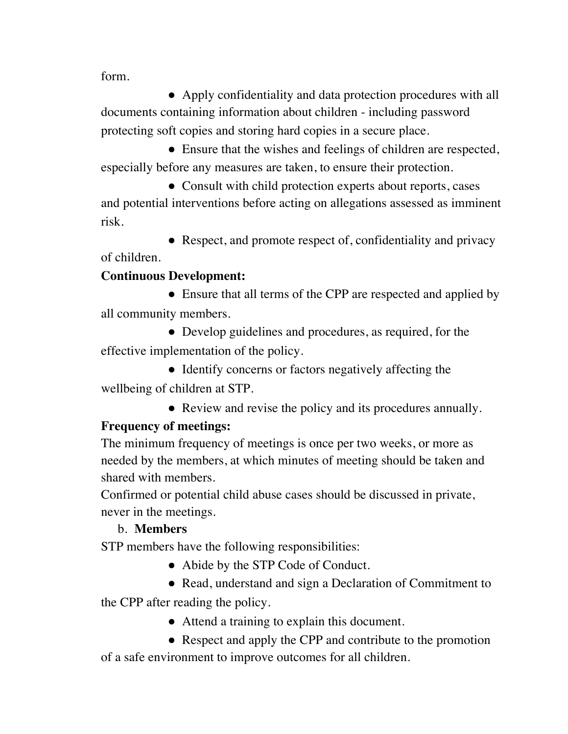form.

- Apply confidentiality and data protection procedures with all documents containing information about children - including password protecting soft copies and storing hard copies in a secure place.
- Ensure that the wishes and feelings of children are respected, especially before any measures are taken, to ensure their protection.
- Consult with child protection experts about reports, cases and potential interventions before acting on allegations assessed as imminent risk.
- Respect, and promote respect of, confidentiality and privacy of children.

**Continuous Development:**

- Ensure that all terms of the CPP are respected and applied by all community members.
- Develop guidelines and procedures, as required, for the effective implementation of the policy.
- Identify concerns or factors negatively affecting the wellbeing of children at STP.
- Review and revise the policy and its procedures annually.

**Frequency of meetings:**

The minimum frequency of meetings is once per two weeks, or more as needed by the members, at which minutes of meeting should be taken and shared with members.

Confirmed or potential child abuse cases should be discussed in private, never in the meetings.

b. **Members**

STP members have the following responsibilities:

- Abide by the STP Code of Conduct.
- Read, understand and sign a Declaration of Commitment to the CPP after reading the policy.
- Attend a training to explain this document.
- Respect and apply the CPP and contribute to the promotion of a safe environment to improve outcomes for all children.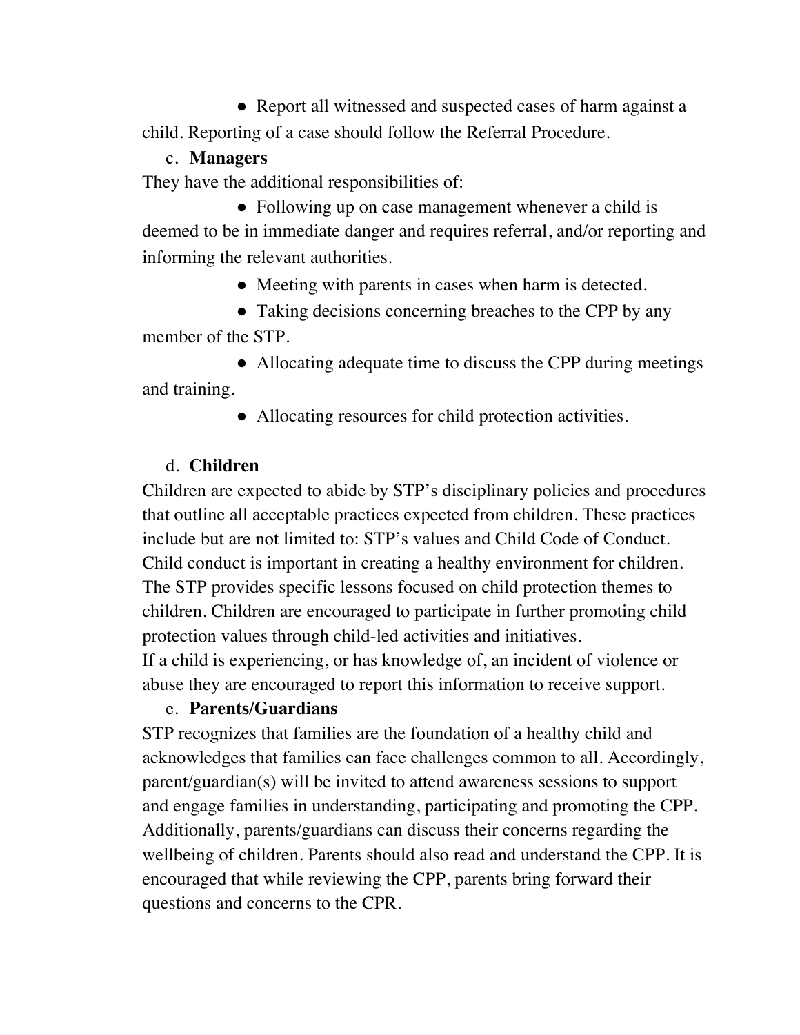- Report all witnessed and suspected cases of harm against a child. Reporting of a case should follow the Referral Procedure.

c. **Managers**

They have the additional responsibilities of:

- Following up on case management whenever a child is deemed to be in immediate danger and requires referral, and/or reporting and informing the relevant authorities.
- Meeting with parents in cases when harm is detected.
- Taking decisions concerning breaches to the CPP by any member of the STP.
- Allocating adequate time to discuss the CPP during meetings and training.
- Allocating resources for child protection activities.

d. **Children**

Children are expected to abide by STP's disciplinary policies and procedures that outline all acceptable practices expected from children. These practices include but are not limited to: STP's values and Child Code of Conduct. Child conduct is important in creating a healthy environment for children. The STP provides specific lessons focused on child protection themes to children. Children are encouraged to participate in further promoting child protection values through child-led activities and initiatives.
If a child is experiencing, or has knowledge of, an incident of violence or abuse they are encouraged to report this information to receive support.

e. **Parents/Guardians**

STP recognizes that families are the foundation of a healthy child and acknowledges that families can face challenges common to all. Accordingly, parent/guardian(s) will be invited to attend awareness sessions to support and engage families in understanding, participating and promoting the CPP. Additionally, parents/guardians can discuss their concerns regarding the wellbeing of children. Parents should also read and understand the CPP. It is encouraged that while reviewing the CPP, parents bring forward their questions and concerns to the CPR.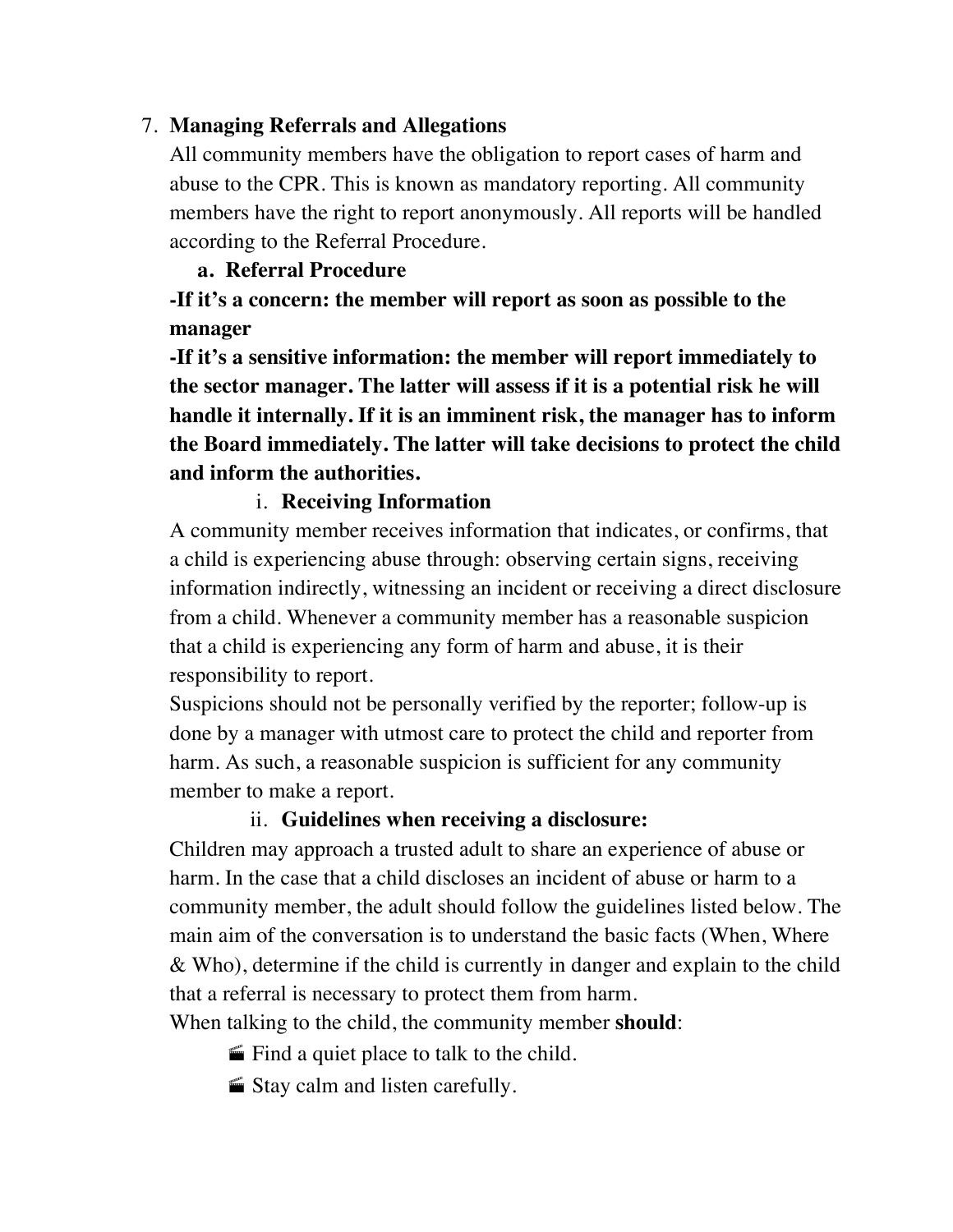7. **Managing Referrals and Allegations**

All community members have the obligation to report cases of harm and abuse to the CPR. This is known as mandatory reporting. All community members have the right to report anonymously. All reports will be handled according to the Referral Procedure.

   a. **Referral Procedure**

**-If it's a concern: the member will report as soon as possible to the manager**

**-If it's a sensitive information: the member will report immediately to the sector manager. The latter will assess if it is a potential risk he will handle it internally. If it is an imminent risk, the manager has to inform the Board immediately. The latter will take decisions to protect the child and inform the authorities.**

      i. **Receiving Information**

A community member receives information that indicates, or confirms, that a child is experiencing abuse through: observing certain signs, receiving information indirectly, witnessing an incident or receiving a direct disclosure from a child. Whenever a community member has a reasonable suspicion that a child is experiencing any form of harm and abuse, it is their responsibility to report.

Suspicions should not be personally verified by the reporter; follow-up is done by a manager with utmost care to protect the child and reporter from harm. As such, a reasonable suspicion is sufficient for any community member to make a report.

      ii. **Guidelines when receiving a disclosure:**

Children may approach a trusted adult to share an experience of abuse or harm. In the case that a child discloses an incident of abuse or harm to a community member, the adult should follow the guidelines listed below. The main aim of the conversation is to understand the basic facts (When, Where & Who), determine if the child is currently in danger and explain to the child that a referral is necessary to protect them from harm.

When talking to the child, the community member **should**:

- Find a quiet place to talk to the child.
- Stay calm and listen carefully.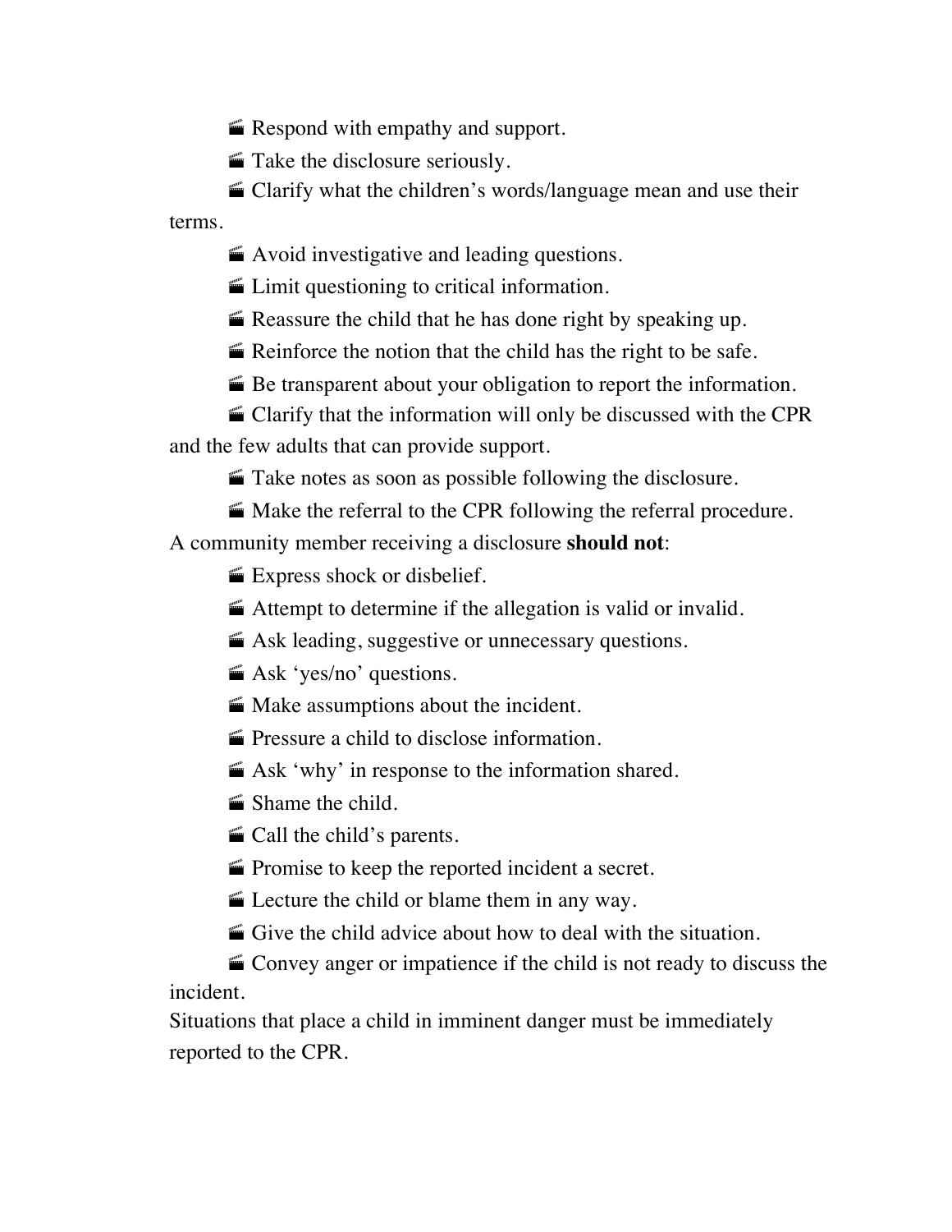- Respond with empathy and support.
- Take the disclosure seriously.
- Clarify what the children's words/language mean and use their terms.
- Avoid investigative and leading questions.
- Limit questioning to critical information.
- Reassure the child that he has done right by speaking up.
- Reinforce the notion that the child has the right to be safe.
- Be transparent about your obligation to report the information.
- Clarify that the information will only be discussed with the CPR and the few adults that can provide support.
- Take notes as soon as possible following the disclosure.
- Make the referral to the CPR following the referral procedure.

A community member receiving a disclosure **should not**:

- Express shock or disbelief.
- Attempt to determine if the allegation is valid or invalid.
- Ask leading, suggestive or unnecessary questions.
- Ask 'yes/no' questions.
- Make assumptions about the incident.
- Pressure a child to disclose information.
- Ask 'why' in response to the information shared.
- Shame the child.
- Call the child's parents.
- Promise to keep the reported incident a secret.
- Lecture the child or blame them in any way.
- Give the child advice about how to deal with the situation.
- Convey anger or impatience if the child is not ready to discuss the incident.

Situations that place a child in imminent danger must be immediately reported to the CPR.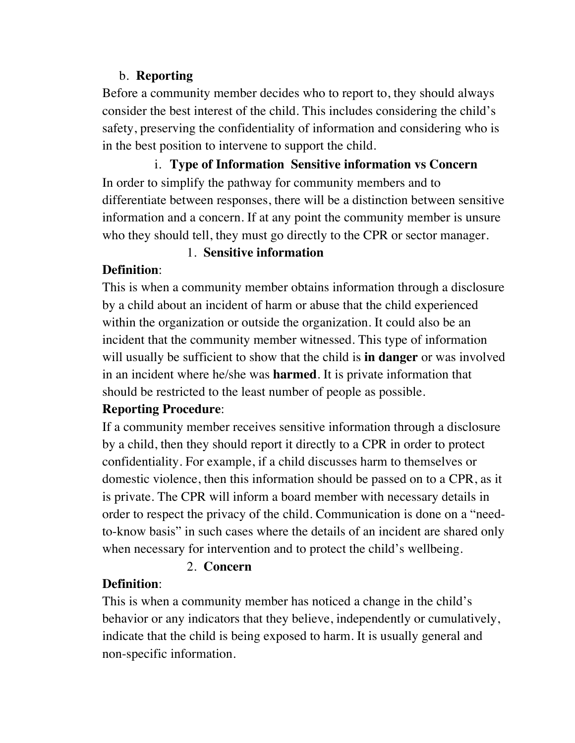b. **Reporting**

Before a community member decides who to report to, they should always consider the best interest of the child. This includes considering the child's safety, preserving the confidentiality of information and considering who is in the best position to intervene to support the child.

i. **Type of Information  Sensitive information vs Concern**

In order to simplify the pathway for community members and to differentiate between responses, there will be a distinction between sensitive information and a concern. If at any point the community member is unsure who they should tell, they must go directly to the CPR or sector manager.

1. **Sensitive information**

**Definition**:

This is when a community member obtains information through a disclosure by a child about an incident of harm or abuse that the child experienced within the organization or outside the organization. It could also be an incident that the community member witnessed. This type of information will usually be sufficient to show that the child is **in danger** or was involved in an incident where he/she was **harmed**. It is private information that should be restricted to the least number of people as possible.

**Reporting Procedure**:

If a community member receives sensitive information through a disclosure by a child, then they should report it directly to a CPR in order to protect confidentiality. For example, if a child discusses harm to themselves or domestic violence, then this information should be passed on to a CPR, as it is private. The CPR will inform a board member with necessary details in order to respect the privacy of the child. Communication is done on a "need-to-know basis" in such cases where the details of an incident are shared only when necessary for intervention and to protect the child's wellbeing.

2. **Concern**

**Definition**:

This is when a community member has noticed a change in the child's behavior or any indicators that they believe, independently or cumulatively, indicate that the child is being exposed to harm. It is usually general and non-specific information.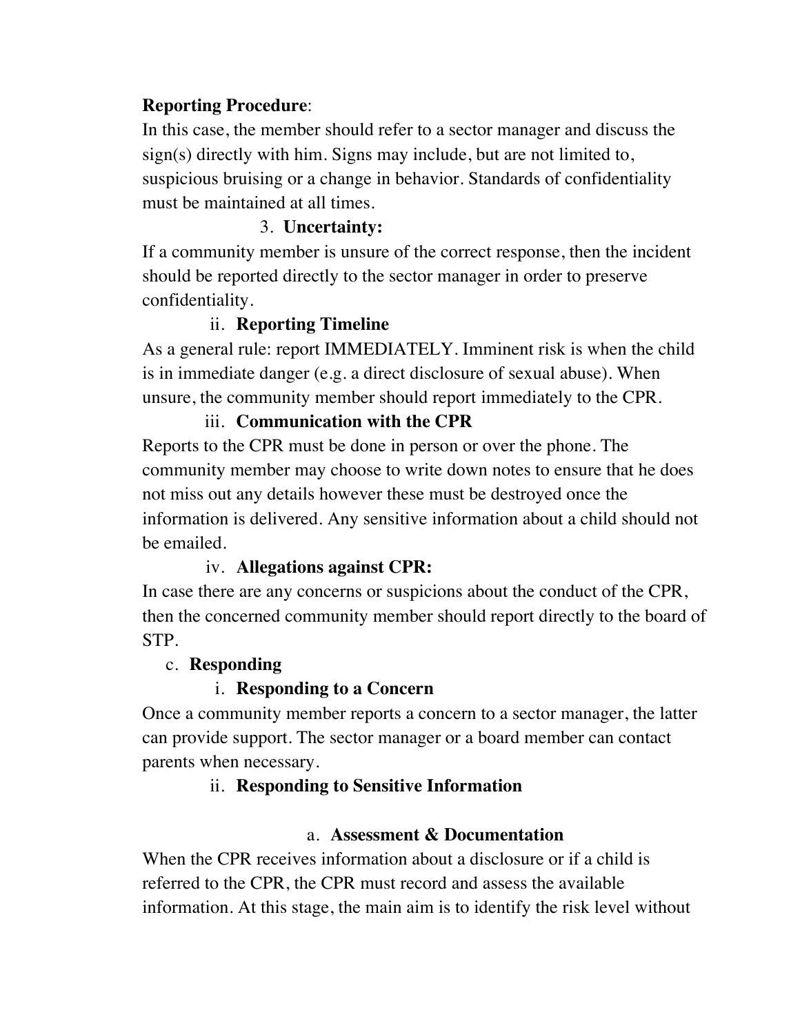**Reporting Procedure**:
In this case, the member should refer to a sector manager and discuss the sign(s) directly with him. Signs may include, but are not limited to, suspicious bruising or a change in behavior. Standards of confidentiality must be maintained at all times.

3. **Uncertainty:**

If a community member is unsure of the correct response, then the incident should be reported directly to the sector manager in order to preserve confidentiality.

ii. **Reporting Timeline**

As a general rule: report IMMEDIATELY. Imminent risk is when the child is in immediate danger (e.g. a direct disclosure of sexual abuse). When unsure, the community member should report immediately to the CPR.

iii. **Communication with the CPR**

Reports to the CPR must be done in person or over the phone. The community member may choose to write down notes to ensure that he does not miss out any details however these must be destroyed once the information is delivered. Any sensitive information about a child should not be emailed.

iv. **Allegations against CPR:**

In case there are any concerns or suspicions about the conduct of the CPR, then the concerned community member should report directly to the board of STP.

c. **Responding**

i. **Responding to a Concern**

Once a community member reports a concern to a sector manager, the latter can provide support. The sector manager or a board member can contact parents when necessary.

ii. **Responding to Sensitive Information**

a. **Assessment & Documentation**

When the CPR receives information about a disclosure or if a child is referred to the CPR, the CPR must record and assess the available information. At this stage, the main aim is to identify the risk level without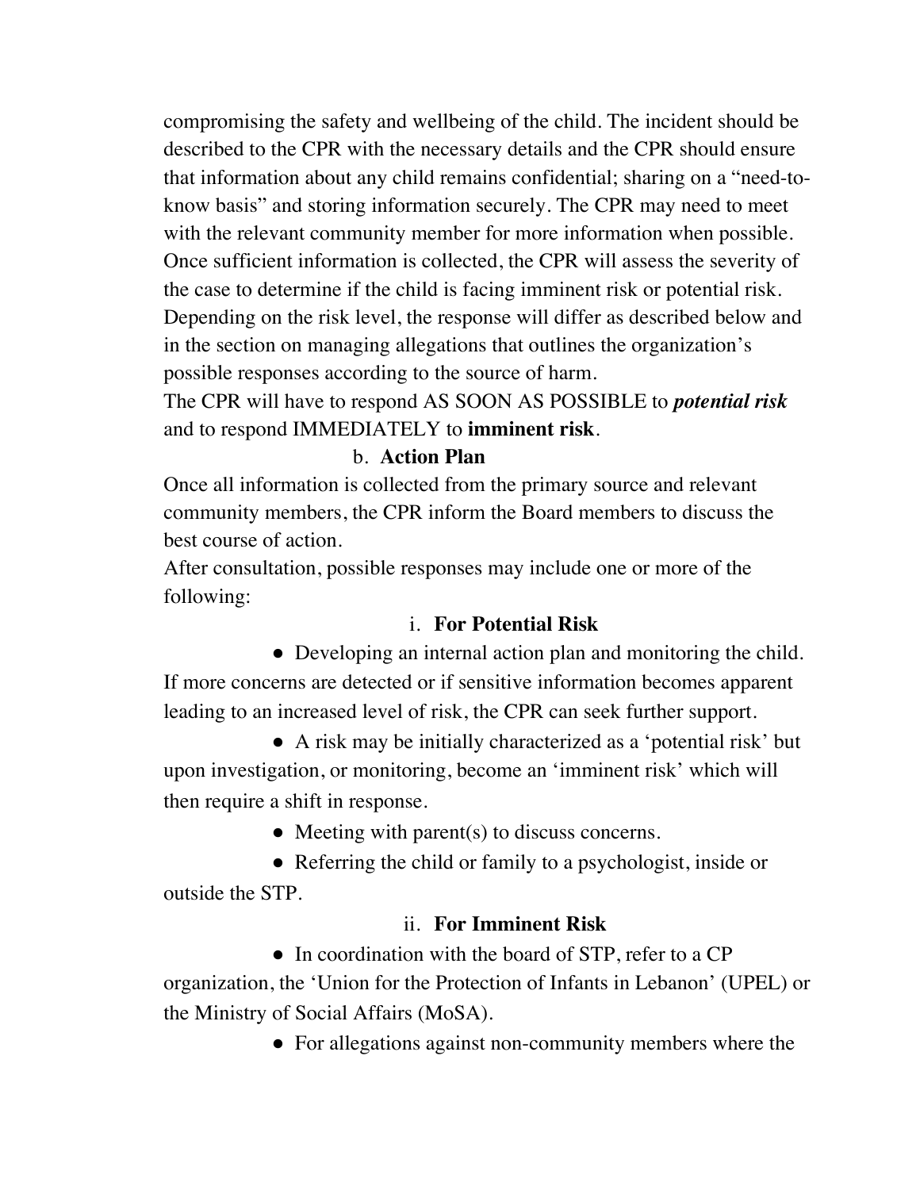compromising the safety and wellbeing of the child. The incident should be described to the CPR with the necessary details and the CPR should ensure that information about any child remains confidential; sharing on a "need-to-know basis" and storing information securely. The CPR may need to meet with the relevant community member for more information when possible. Once sufficient information is collected, the CPR will assess the severity of the case to determine if the child is facing imminent risk or potential risk. Depending on the risk level, the response will differ as described below and in the section on managing allegations that outlines the organization's possible responses according to the source of harm.

The CPR will have to respond AS SOON AS POSSIBLE to ***potential risk*** and to respond IMMEDIATELY to **imminent risk**.

b. **Action Plan**

Once all information is collected from the primary source and relevant community members, the CPR inform the Board members to discuss the best course of action.

After consultation, possible responses may include one or more of the following:

i. **For Potential Risk**

- Developing an internal action plan and monitoring the child. If more concerns are detected or if sensitive information becomes apparent leading to an increased level of risk, the CPR can seek further support.
- A risk may be initially characterized as a 'potential risk' but upon investigation, or monitoring, become an 'imminent risk' which will then require a shift in response.
- Meeting with parent(s) to discuss concerns.
- Referring the child or family to a psychologist, inside or outside the STP.

ii. **For Imminent Risk**

- In coordination with the board of STP, refer to a CP organization, the 'Union for the Protection of Infants in Lebanon' (UPEL) or the Ministry of Social Affairs (MoSA).
- For allegations against non-community members where the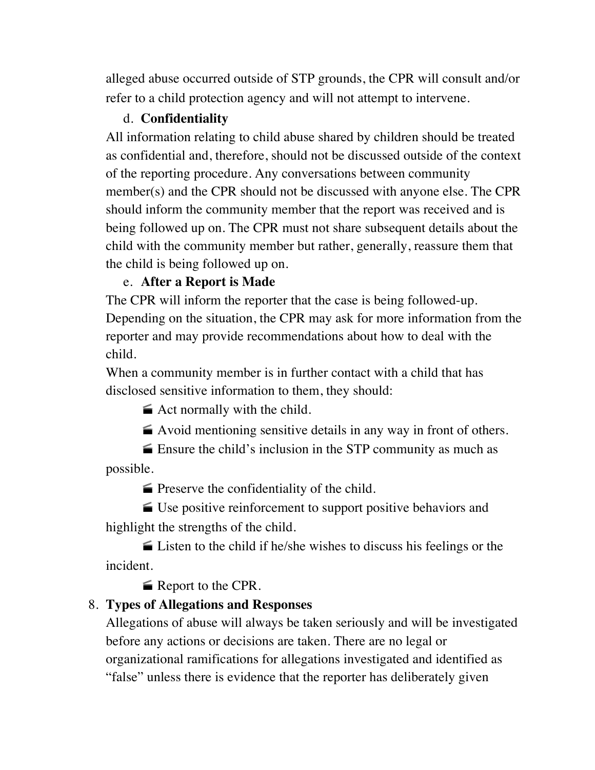alleged abuse occurred outside of STP grounds, the CPR will consult and/or refer to a child protection agency and will not attempt to intervene.

d. **Confidentiality**

All information relating to child abuse shared by children should be treated as confidential and, therefore, should not be discussed outside of the context of the reporting procedure. Any conversations between community member(s) and the CPR should not be discussed with anyone else. The CPR should inform the community member that the report was received and is being followed up on. The CPR must not share subsequent details about the child with the community member but rather, generally, reassure them that the child is being followed up on.

e. **After a Report is Made**

The CPR will inform the reporter that the case is being followed-up. Depending on the situation, the CPR may ask for more information from the reporter and may provide recommendations about how to deal with the child.

When a community member is in further contact with a child that has disclosed sensitive information to them, they should:

- Act normally with the child.
- Avoid mentioning sensitive details in any way in front of others.
- Ensure the child's inclusion in the STP community as much as possible.
- Preserve the confidentiality of the child.
- Use positive reinforcement to support positive behaviors and highlight the strengths of the child.
- Listen to the child if he/she wishes to discuss his feelings or the incident.
- Report to the CPR.

8. **Types of Allegations and Responses**

Allegations of abuse will always be taken seriously and will be investigated before any actions or decisions are taken. There are no legal or organizational ramifications for allegations investigated and identified as "false" unless there is evidence that the reporter has deliberately given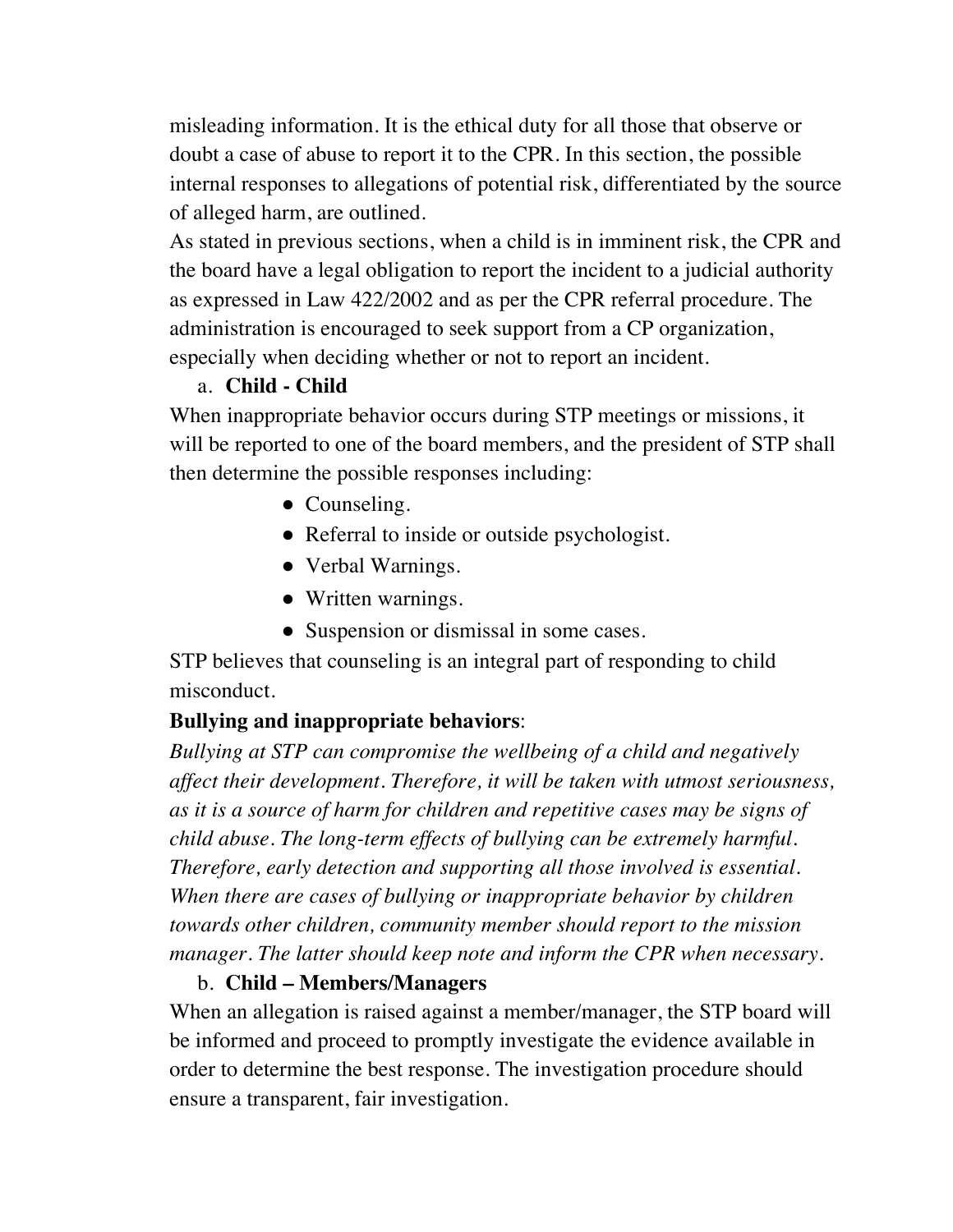misleading information. It is the ethical duty for all those that observe or doubt a case of abuse to report it to the CPR. In this section, the possible internal responses to allegations of potential risk, differentiated by the source of alleged harm, are outlined.

As stated in previous sections, when a child is in imminent risk, the CPR and the board have a legal obligation to report the incident to a judicial authority as expressed in Law 422/2002 and as per the CPR referral procedure. The administration is encouraged to seek support from a CP organization, especially when deciding whether or not to report an incident.

a. **Child - Child**

When inappropriate behavior occurs during STP meetings or missions, it will be reported to one of the board members, and the president of STP shall then determine the possible responses including:

- Counseling.
- Referral to inside or outside psychologist.
- Verbal Warnings.
- Written warnings.
- Suspension or dismissal in some cases.

STP believes that counseling is an integral part of responding to child misconduct.

**Bullying and inappropriate behaviors**:

*Bullying at STP can compromise the wellbeing of a child and negatively affect their development. Therefore, it will be taken with utmost seriousness, as it is a source of harm for children and repetitive cases may be signs of child abuse. The long-term effects of bullying can be extremely harmful. Therefore, early detection and supporting all those involved is essential. When there are cases of bullying or inappropriate behavior by children towards other children, community member should report to the mission manager. The latter should keep note and inform the CPR when necessary.*

b. **Child – Members/Managers**

When an allegation is raised against a member/manager, the STP board will be informed and proceed to promptly investigate the evidence available in order to determine the best response. The investigation procedure should ensure a transparent, fair investigation.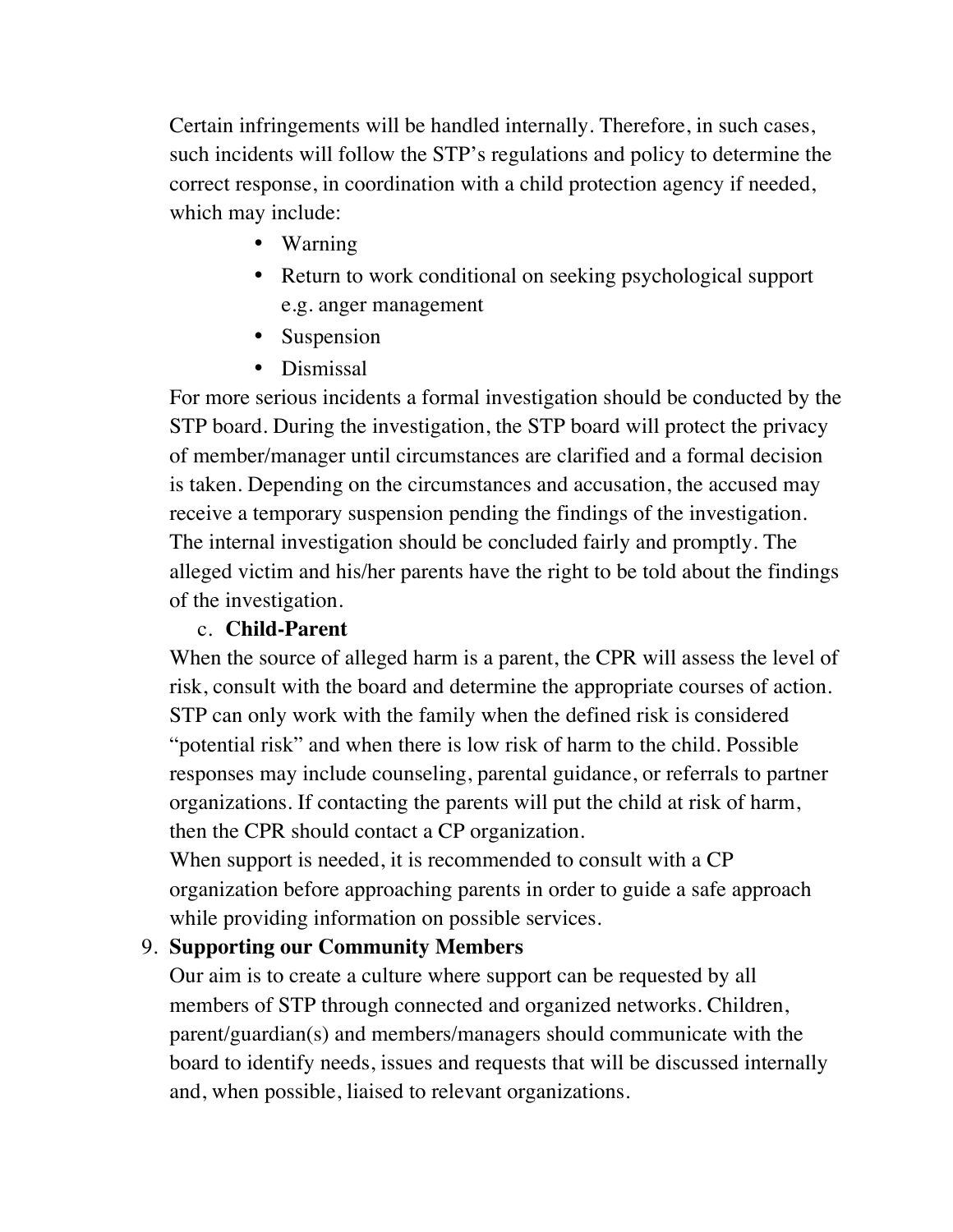Certain infringements will be handled internally. Therefore, in such cases, such incidents will follow the STP's regulations and policy to determine the correct response, in coordination with a child protection agency if needed, which may include:

- Warning
- Return to work conditional on seeking psychological support e.g. anger management
- Suspension
- Dismissal

For more serious incidents a formal investigation should be conducted by the STP board. During the investigation, the STP board will protect the privacy of member/manager until circumstances are clarified and a formal decision is taken. Depending on the circumstances and accusation, the accused may receive a temporary suspension pending the findings of the investigation. The internal investigation should be concluded fairly and promptly. The alleged victim and his/her parents have the right to be told about the findings of the investigation.

c. **Child-Parent**

When the source of alleged harm is a parent, the CPR will assess the level of risk, consult with the board and determine the appropriate courses of action. STP can only work with the family when the defined risk is considered "potential risk" and when there is low risk of harm to the child. Possible responses may include counseling, parental guidance, or referrals to partner organizations. If contacting the parents will put the child at risk of harm, then the CPR should contact a CP organization.

When support is needed, it is recommended to consult with a CP organization before approaching parents in order to guide a safe approach while providing information on possible services.

9. **Supporting our Community Members**

Our aim is to create a culture where support can be requested by all members of STP through connected and organized networks. Children, parent/guardian(s) and members/managers should communicate with the board to identify needs, issues and requests that will be discussed internally and, when possible, liaised to relevant organizations.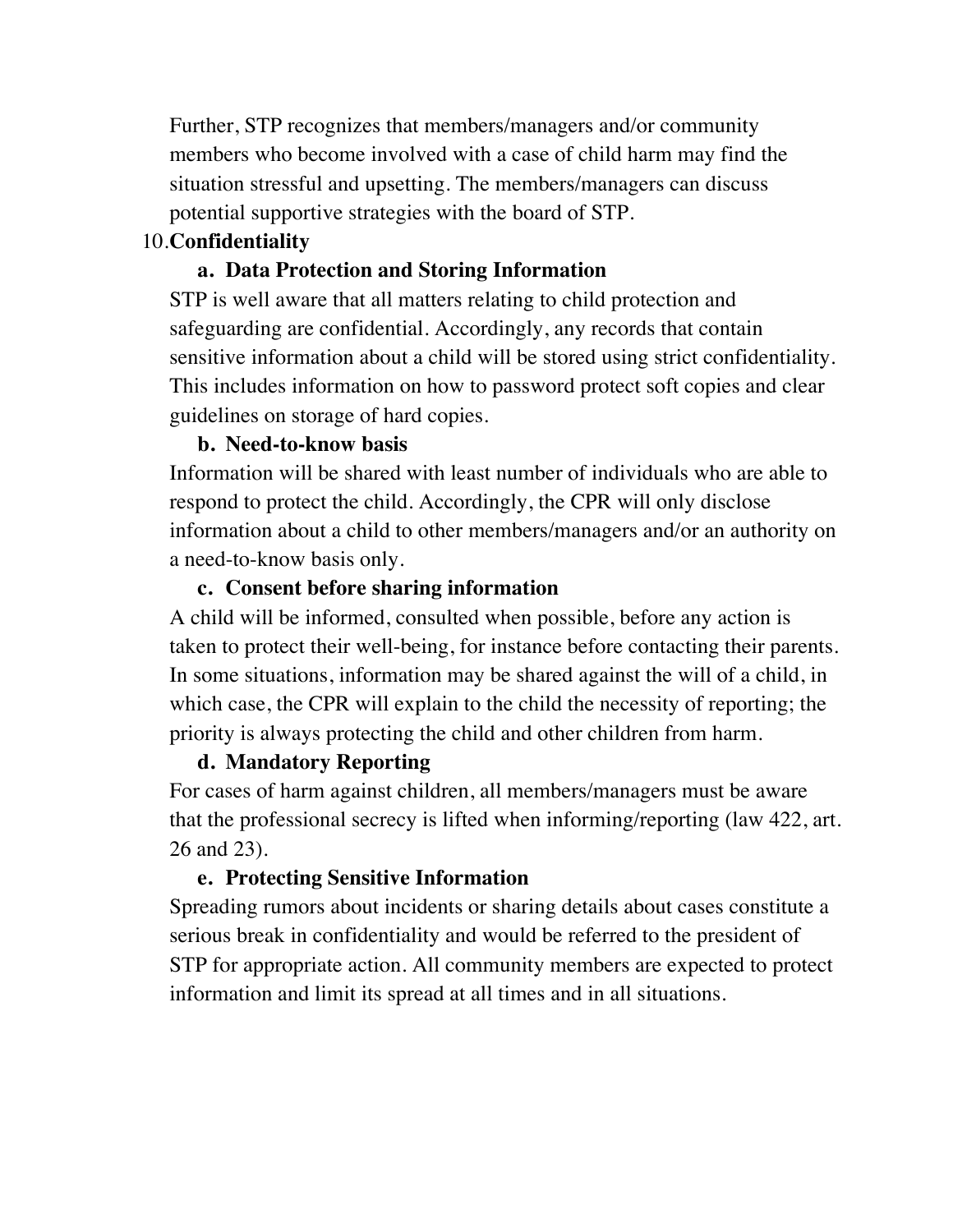Further, STP recognizes that members/managers and/or community members who become involved with a case of child harm may find the situation stressful and upsetting. The members/managers can discuss potential supportive strategies with the board of STP.

10. **Confidentiality**

    a. **Data Protection and Storing Information**

STP is well aware that all matters relating to child protection and safeguarding are confidential. Accordingly, any records that contain sensitive information about a child will be stored using strict confidentiality. This includes information on how to password protect soft copies and clear guidelines on storage of hard copies.

    b. **Need-to-know basis**

Information will be shared with least number of individuals who are able to respond to protect the child. Accordingly, the CPR will only disclose information about a child to other members/managers and/or an authority on a need-to-know basis only.

    c. **Consent before sharing information**

A child will be informed, consulted when possible, before any action is taken to protect their well-being, for instance before contacting their parents. In some situations, information may be shared against the will of a child, in which case, the CPR will explain to the child the necessity of reporting; the priority is always protecting the child and other children from harm.

    d. **Mandatory Reporting**

For cases of harm against children, all members/managers must be aware that the professional secrecy is lifted when informing/reporting (law 422, art. 26 and 23).

    e. **Protecting Sensitive Information**

Spreading rumors about incidents or sharing details about cases constitute a serious break in confidentiality and would be referred to the president of STP for appropriate action. All community members are expected to protect information and limit its spread at all times and in all situations.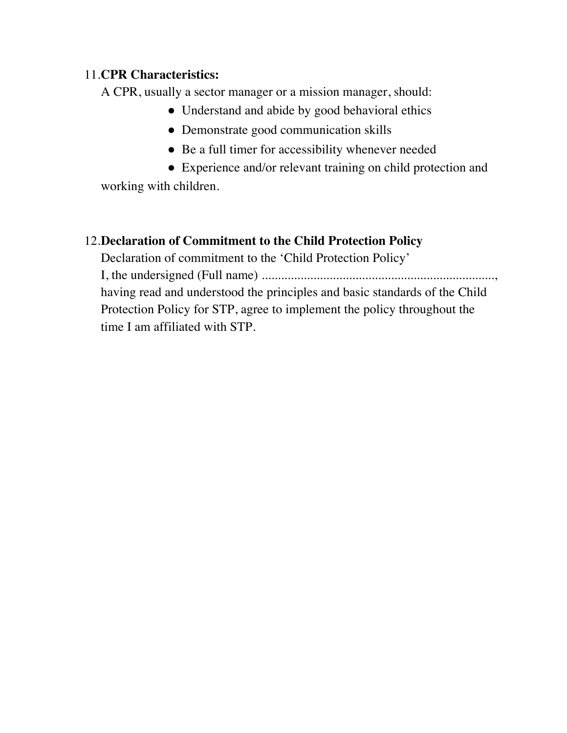11. **CPR Characteristics:**

A CPR, usually a sector manager or a mission manager, should:

- Understand and abide by good behavioral ethics
- Demonstrate good communication skills
- Be a full timer for accessibility whenever needed
- Experience and/or relevant training on child protection and working with children.

12. **Declaration of Commitment to the Child Protection Policy**

Declaration of commitment to the 'Child Protection Policy'

I, the undersigned (Full name) ........................................................................, having read and understood the principles and basic standards of the Child Protection Policy for STP, agree to implement the policy throughout the time I am affiliated with STP.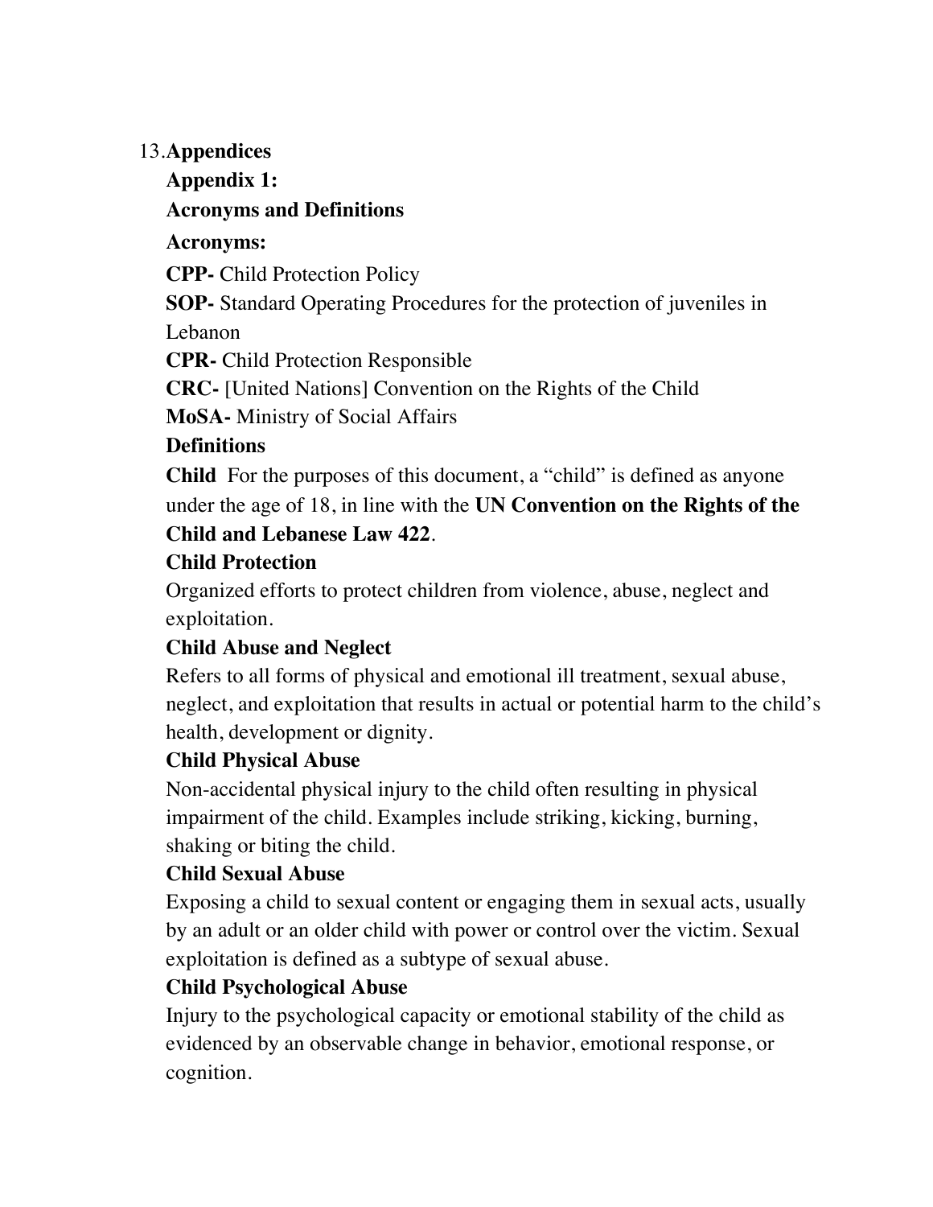## 13. Appendices

### Appendix 1:

### Acronyms and Definitions

**Acronyms:**

**CPP-** Child Protection Policy

**SOP-** Standard Operating Procedures for the protection of juveniles in Lebanon

**CPR-** Child Protection Responsible

**CRC-** [United Nations] Convention on the Rights of the Child

**MoSA-** Ministry of Social Affairs

**Definitions**

**Child** For the purposes of this document, a "child" is defined as anyone under the age of 18, in line with the **UN Convention on the Rights of the Child and Lebanese Law 422**.

**Child Protection**

Organized efforts to protect children from violence, abuse, neglect and exploitation.

**Child Abuse and Neglect**

Refers to all forms of physical and emotional ill treatment, sexual abuse, neglect, and exploitation that results in actual or potential harm to the child's health, development or dignity.

**Child Physical Abuse**

Non-accidental physical injury to the child often resulting in physical impairment of the child. Examples include striking, kicking, burning, shaking or biting the child.

**Child Sexual Abuse**

Exposing a child to sexual content or engaging them in sexual acts, usually by an adult or an older child with power or control over the victim. Sexual exploitation is defined as a subtype of sexual abuse.

**Child Psychological Abuse**

Injury to the psychological capacity or emotional stability of the child as evidenced by an observable change in behavior, emotional response, or cognition.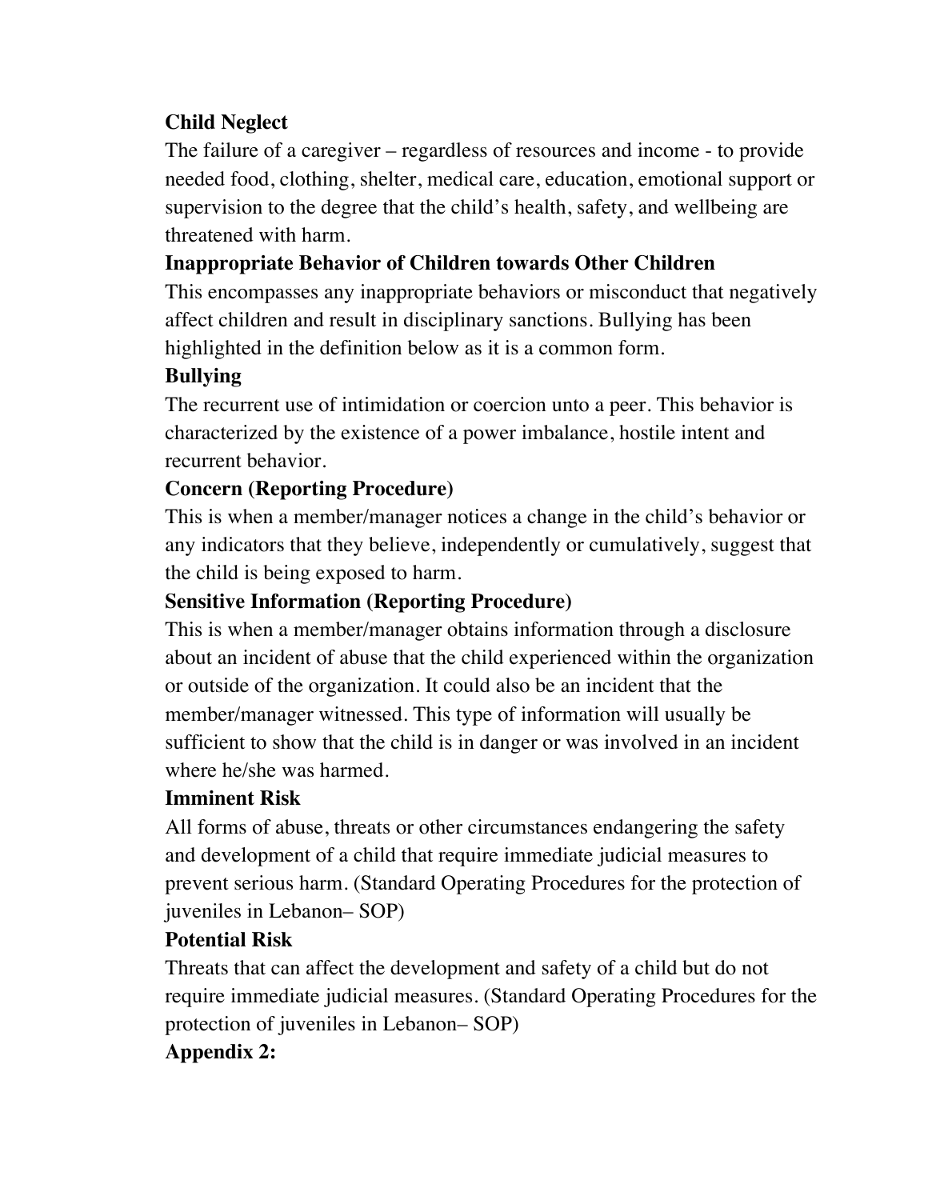**Child Neglect**

The failure of a caregiver – regardless of resources and income - to provide needed food, clothing, shelter, medical care, education, emotional support or supervision to the degree that the child's health, safety, and wellbeing are threatened with harm.

**Inappropriate Behavior of Children towards Other Children**

This encompasses any inappropriate behaviors or misconduct that negatively affect children and result in disciplinary sanctions. Bullying has been highlighted in the definition below as it is a common form.

**Bullying**

The recurrent use of intimidation or coercion unto a peer. This behavior is characterized by the existence of a power imbalance, hostile intent and recurrent behavior.

**Concern (Reporting Procedure)**

This is when a member/manager notices a change in the child's behavior or any indicators that they believe, independently or cumulatively, suggest that the child is being exposed to harm.

**Sensitive Information (Reporting Procedure)**

This is when a member/manager obtains information through a disclosure about an incident of abuse that the child experienced within the organization or outside of the organization. It could also be an incident that the member/manager witnessed. This type of information will usually be sufficient to show that the child is in danger or was involved in an incident where he/she was harmed.

**Imminent Risk**

All forms of abuse, threats or other circumstances endangering the safety and development of a child that require immediate judicial measures to prevent serious harm. (Standard Operating Procedures for the protection of juveniles in Lebanon– SOP)

**Potential Risk**

Threats that can affect the development and safety of a child but do not require immediate judicial measures. (Standard Operating Procedures for the protection of juveniles in Lebanon– SOP)

**Appendix 2:**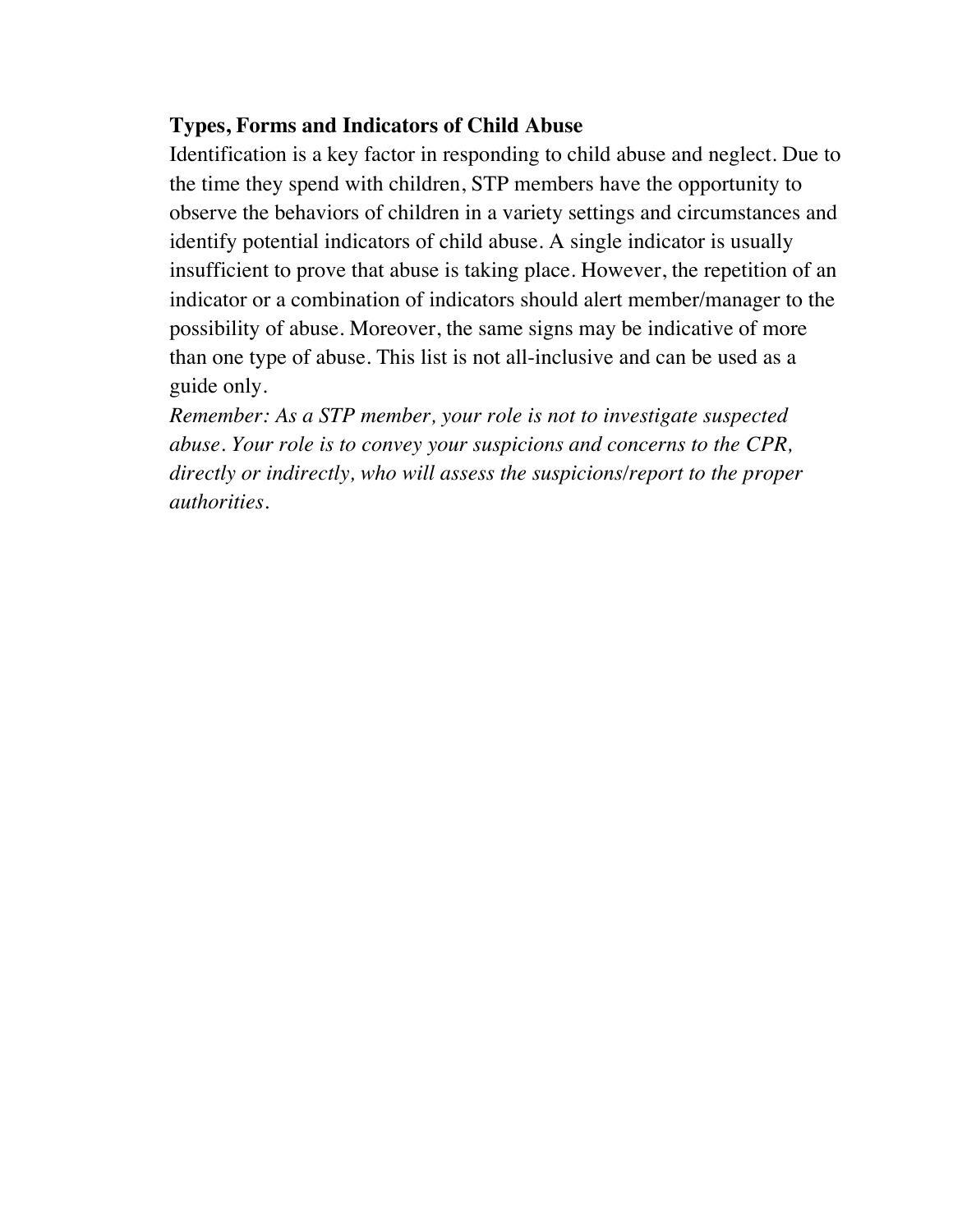**Types, Forms and Indicators of Child Abuse**

Identification is a key factor in responding to child abuse and neglect. Due to the time they spend with children, STP members have the opportunity to observe the behaviors of children in a variety settings and circumstances and identify potential indicators of child abuse. A single indicator is usually insufficient to prove that abuse is taking place. However, the repetition of an indicator or a combination of indicators should alert member/manager to the possibility of abuse. Moreover, the same signs may be indicative of more than one type of abuse. This list is not all-inclusive and can be used as a guide only.

*Remember: As a STP member, your role is not to investigate suspected abuse. Your role is to convey your suspicions and concerns to the CPR, directly or indirectly, who will assess the suspicions/report to the proper authorities.*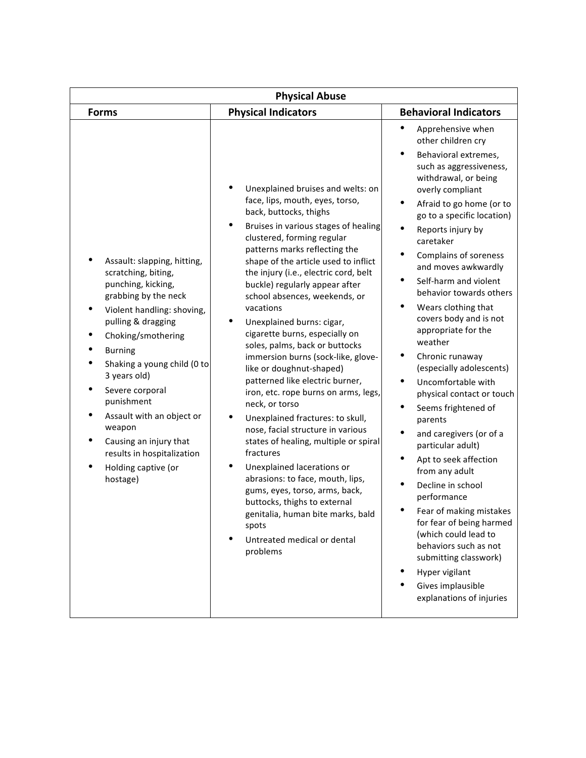| Physical Abuse | | |
|---|---|---|
| **Forms** | **Physical Indicators** | **Behavioral Indicators** |
| • Assault: slapping, hitting, scratching, biting, punching, kicking, grabbing by the neck<br>• Violent handling: shoving, pulling & dragging<br>• Choking/smothering<br>• Burning<br>• Shaking a young child (0 to 3 years old)<br>• Severe corporal punishment<br>• Assault with an object or weapon<br>• Causing an injury that results in hospitalization<br>• Holding captive (or hostage) | • Unexplained bruises and welts: on face, lips, mouth, eyes, torso, back, buttocks, thighs<br>• Bruises in various stages of healing clustered, forming regular patterns marks reflecting the shape of the article used to inflict the injury (i.e., electric cord, belt buckle) regularly appear after school absences, weekends, or vacations<br>• Unexplained burns: cigar, cigarette burns, especially on soles, palms, back or buttocks immersion burns (sock-like, glove-like or doughnut-shaped) patterned like electric burner, iron, etc. rope burns on arms, legs, neck, or torso<br>• Unexplained fractures: to skull, nose, facial structure in various states of healing, multiple or spiral fractures<br>• Unexplained lacerations or abrasions: to face, mouth, lips, gums, eyes, torso, arms, back, buttocks, thighs to external genitalia, human bite marks, bald spots<br>• Untreated medical or dental problems | • Apprehensive when other children cry<br>• Behavioral extremes, such as aggressiveness, withdrawal, or being overly compliant<br>• Afraid to go home (or to go to a specific location)<br>• Reports injury by caretaker<br>• Complains of soreness and moves awkwardly<br>• Self-harm and violent behavior towards others<br>• Wears clothing that covers body and is not appropriate for the weather<br>• Chronic runaway (especially adolescents)<br>• Uncomfortable with physical contact or touch<br>• Seems frightened of parents<br>• and caregivers (or of a particular adult)<br>• Apt to seek affection from any adult<br>• Decline in school performance<br>• Fear of making mistakes for fear of being harmed (which could lead to behaviors such as not submitting classwork)<br>• Hyper vigilant<br>• Gives implausible explanations of injuries |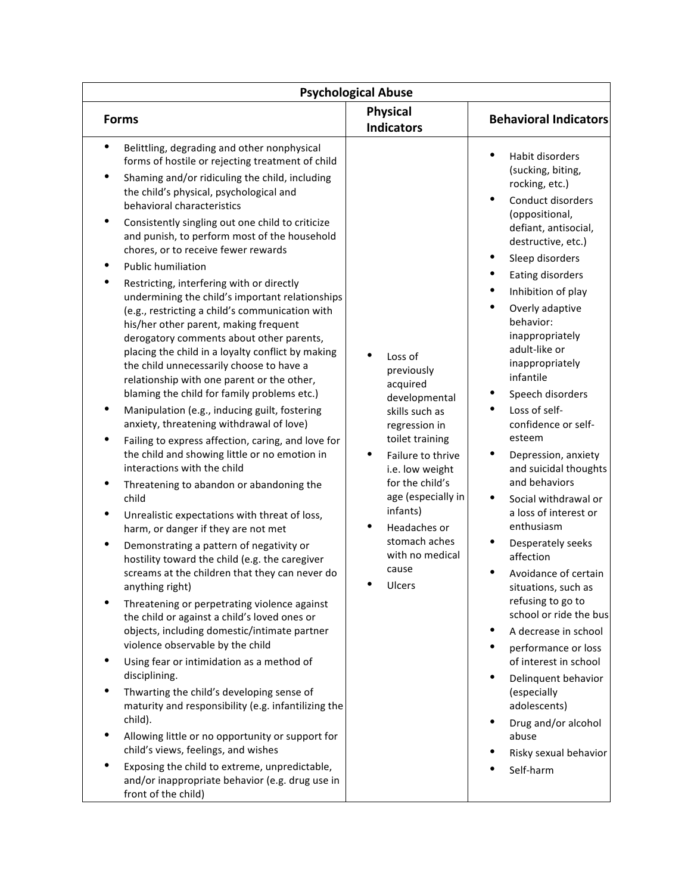| Psychological Abuse | | |
|---|---|---|
| **Forms** | **Physical Indicators** | **Behavioral Indicators** |
| • Belittling, degrading and other nonphysical forms of hostile or rejecting treatment of child<br>• Shaming and/or ridiculing the child, including the child's physical, psychological and behavioral characteristics<br>• Consistently singling out one child to criticize and punish, to perform most of the household chores, or to receive fewer rewards<br>• Public humiliation<br>• Restricting, interfering with or directly undermining the child's important relationships (e.g., restricting a child's communication with his/her other parent, making frequent derogatory comments about other parents, placing the child in a loyalty conflict by making the child unnecessarily choose to have a relationship with one parent or the other, blaming the child for family problems etc.)<br>• Manipulation (e.g., inducing guilt, fostering anxiety, threatening withdrawal of love)<br>• Failing to express affection, caring, and love for the child and showing little or no emotion in interactions with the child<br>• Threatening to abandon or abandoning the child<br>• Unrealistic expectations with threat of loss, harm, or danger if they are not met<br>• Demonstrating a pattern of negativity or hostility toward the child (e.g. the caregiver screams at the children that they can never do anything right)<br>• Threatening or perpetrating violence against the child or against a child's loved ones or objects, including domestic/intimate partner violence observable by the child<br>• Using fear or intimidation as a method of disciplining.<br>• Thwarting the child's developing sense of maturity and responsibility (e.g. infantilizing the child).<br>• Allowing little or no opportunity or support for child's views, feelings, and wishes<br>• Exposing the child to extreme, unpredictable, and/or inappropriate behavior (e.g. drug use in front of the child) | • Loss of previously acquired developmental skills such as regression in toilet training<br>• Failure to thrive i.e. low weight for the child's age (especially in infants)<br>• Headaches or stomach aches with no medical cause<br>• Ulcers | • Habit disorders (sucking, biting, rocking, etc.)<br>• Conduct disorders (oppositional, defiant, antisocial, destructive, etc.)<br>• Sleep disorders<br>• Eating disorders<br>• Inhibition of play<br>• Overly adaptive behavior: inappropriately adult-like or inappropriately infantile<br>• Speech disorders<br>• Loss of self-confidence or self-esteem<br>• Depression, anxiety and suicidal thoughts and behaviors<br>• Social withdrawal or a loss of interest or enthusiasm<br>• Desperately seeks affection<br>• Avoidance of certain situations, such as refusing to go to school or ride the bus<br>• A decrease in school<br>• performance or loss of interest in school<br>• Delinquent behavior (especially adolescents)<br>• Drug and/or alcohol abuse<br>• Risky sexual behavior<br>• Self-harm |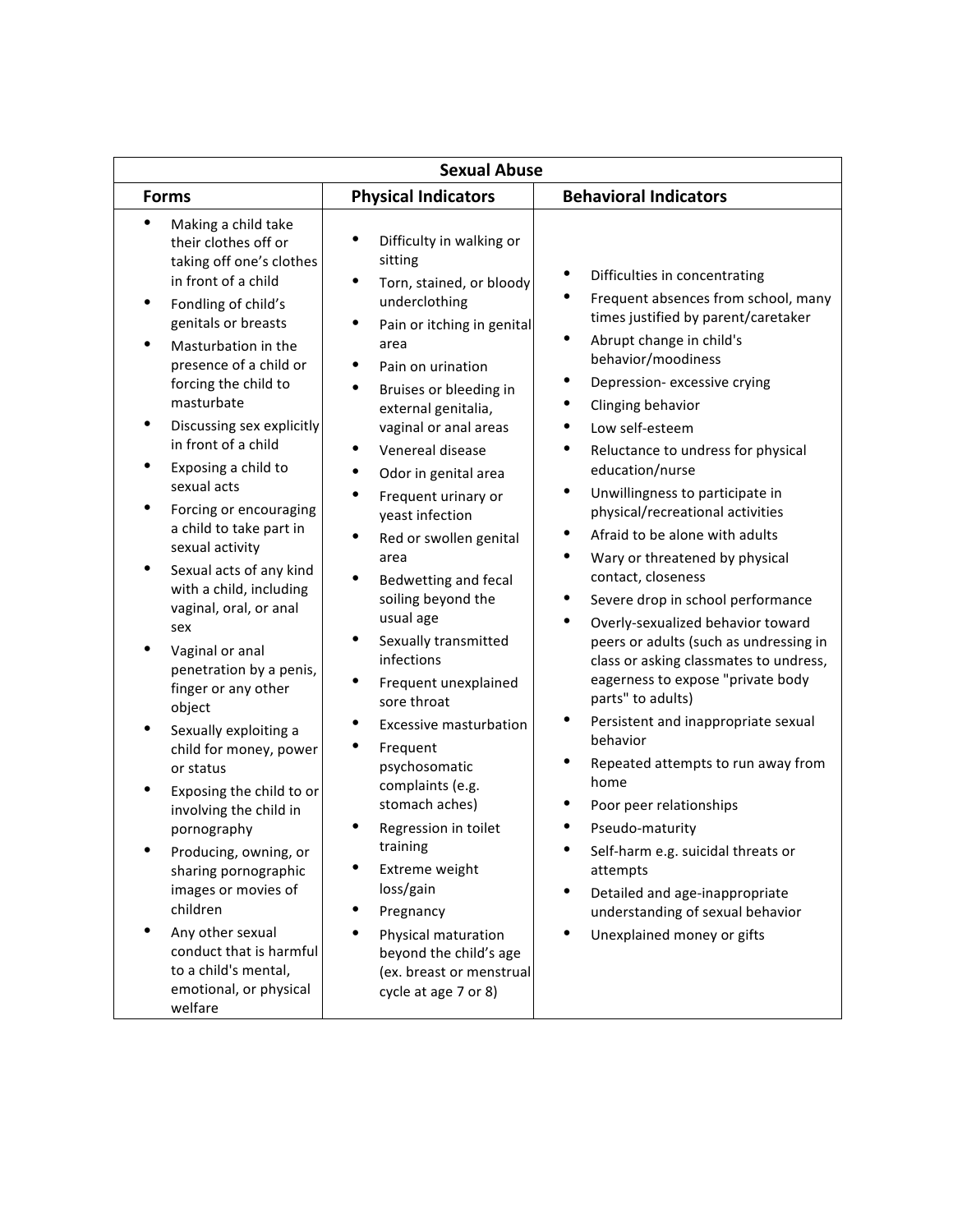| Sexual Abuse | | |
|---|---|---|
| **Forms** | **Physical Indicators** | **Behavioral Indicators** |
| • Making a child take their clothes off or taking off one's clothes in front of a child<br>• Fondling of child's genitals or breasts<br>• Masturbation in the presence of a child or forcing the child to masturbate<br>• Discussing sex explicitly in front of a child<br>• Exposing a child to sexual acts<br>• Forcing or encouraging a child to take part in sexual activity<br>• Sexual acts of any kind with a child, including vaginal, oral, or anal sex<br>• Vaginal or anal penetration by a penis, finger or any other object<br>• Sexually exploiting a child for money, power or status<br>• Exposing the child to or involving the child in pornography<br>• Producing, owning, or sharing pornographic images or movies of children<br>• Any other sexual conduct that is harmful to a child's mental, emotional, or physical welfare | • Difficulty in walking or sitting<br>• Torn, stained, or bloody underclothing<br>• Pain or itching in genital area<br>• Pain on urination<br>• Bruises or bleeding in external genitalia, vaginal or anal areas<br>• Venereal disease<br>• Odor in genital area<br>• Frequent urinary or yeast infection<br>• Red or swollen genital area<br>• Bedwetting and fecal soiling beyond the usual age<br>• Sexually transmitted infections<br>• Frequent unexplained sore throat<br>• Excessive masturbation<br>• Frequent psychosomatic complaints (e.g. stomach aches)<br>• Regression in toilet training<br>• Extreme weight loss/gain<br>• Pregnancy<br>• Physical maturation beyond the child's age (ex. breast or menstrual cycle at age 7 or 8) | • Difficulties in concentrating<br>• Frequent absences from school, many times justified by parent/caretaker<br>• Abrupt change in child's behavior/moodiness<br>• Depression- excessive crying<br>• Clinging behavior<br>• Low self-esteem<br>• Reluctance to undress for physical education/nurse<br>• Unwillingness to participate in physical/recreational activities<br>• Afraid to be alone with adults<br>• Wary or threatened by physical contact, closeness<br>• Severe drop in school performance<br>• Overly-sexualized behavior toward peers or adults (such as undressing in class or asking classmates to undress, eagerness to expose "private body parts" to adults)<br>• Persistent and inappropriate sexual behavior<br>• Repeated attempts to run away from home<br>• Poor peer relationships<br>• Pseudo-maturity<br>• Self-harm e.g. suicidal threats or attempts<br>• Detailed and age-inappropriate understanding of sexual behavior<br>• Unexplained money or gifts |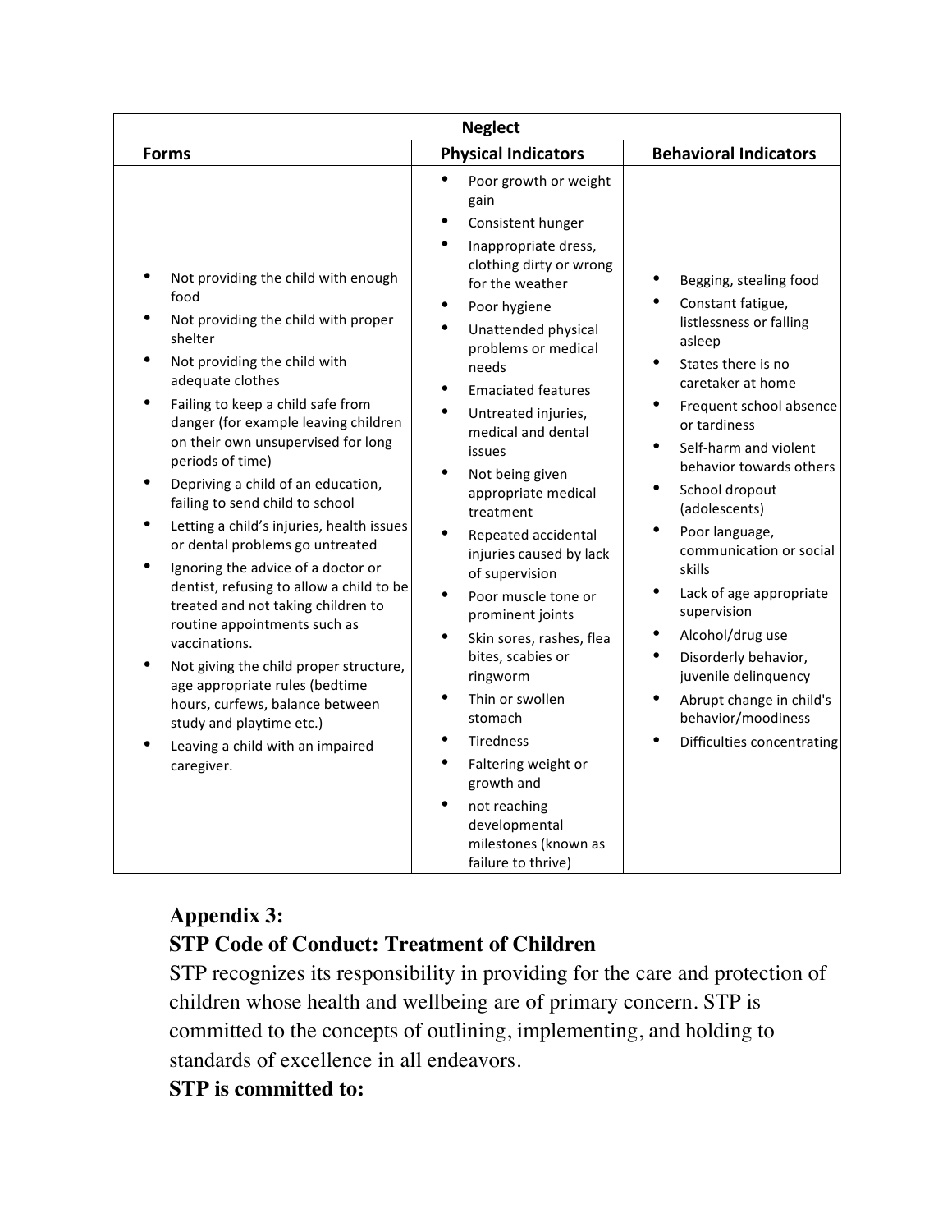| Neglect | | |
|---|---|---|
| **Forms** | **Physical Indicators** | **Behavioral Indicators** |
| • Not providing the child with enough food<br>• Not providing the child with proper shelter<br>• Not providing the child with adequate clothes<br>• Failing to keep a child safe from danger (for example leaving children on their own unsupervised for long periods of time)<br>• Depriving a child of an education, failing to send child to school<br>• Letting a child's injuries, health issues or dental problems go untreated<br>• Ignoring the advice of a doctor or dentist, refusing to allow a child to be treated and not taking children to routine appointments such as vaccinations.<br>• Not giving the child proper structure, age appropriate rules (bedtime hours, curfews, balance between study and playtime etc.)<br>• Leaving a child with an impaired caregiver. | • Poor growth or weight gain<br>• Consistent hunger<br>• Inappropriate dress, clothing dirty or wrong for the weather<br>• Poor hygiene<br>• Unattended physical problems or medical needs<br>• Emaciated features<br>• Untreated injuries, medical and dental issues<br>• Not being given appropriate medical treatment<br>• Repeated accidental injuries caused by lack of supervision<br>• Poor muscle tone or prominent joints<br>• Skin sores, rashes, flea bites, scabies or ringworm<br>• Thin or swollen stomach<br>• Tiredness<br>• Faltering weight or growth and<br>• not reaching developmental milestones (known as failure to thrive) | • Begging, stealing food<br>• Constant fatigue, listlessness or falling asleep<br>• States there is no caretaker at home<br>• Frequent school absence or tardiness<br>• Self-harm and violent behavior towards others<br>• School dropout (adolescents)<br>• Poor language, communication or social skills<br>• Lack of age appropriate supervision<br>• Alcohol/drug use<br>• Disorderly behavior, juvenile delinquency<br>• Abrupt change in child's behavior/moodiness<br>• Difficulties concentrating |

## Appendix 3:

## STP Code of Conduct: Treatment of Children

STP recognizes its responsibility in providing for the care and protection of children whose health and wellbeing are of primary concern. STP is committed to the concepts of outlining, implementing, and holding to standards of excellence in all endeavors.

**STP is committed to:**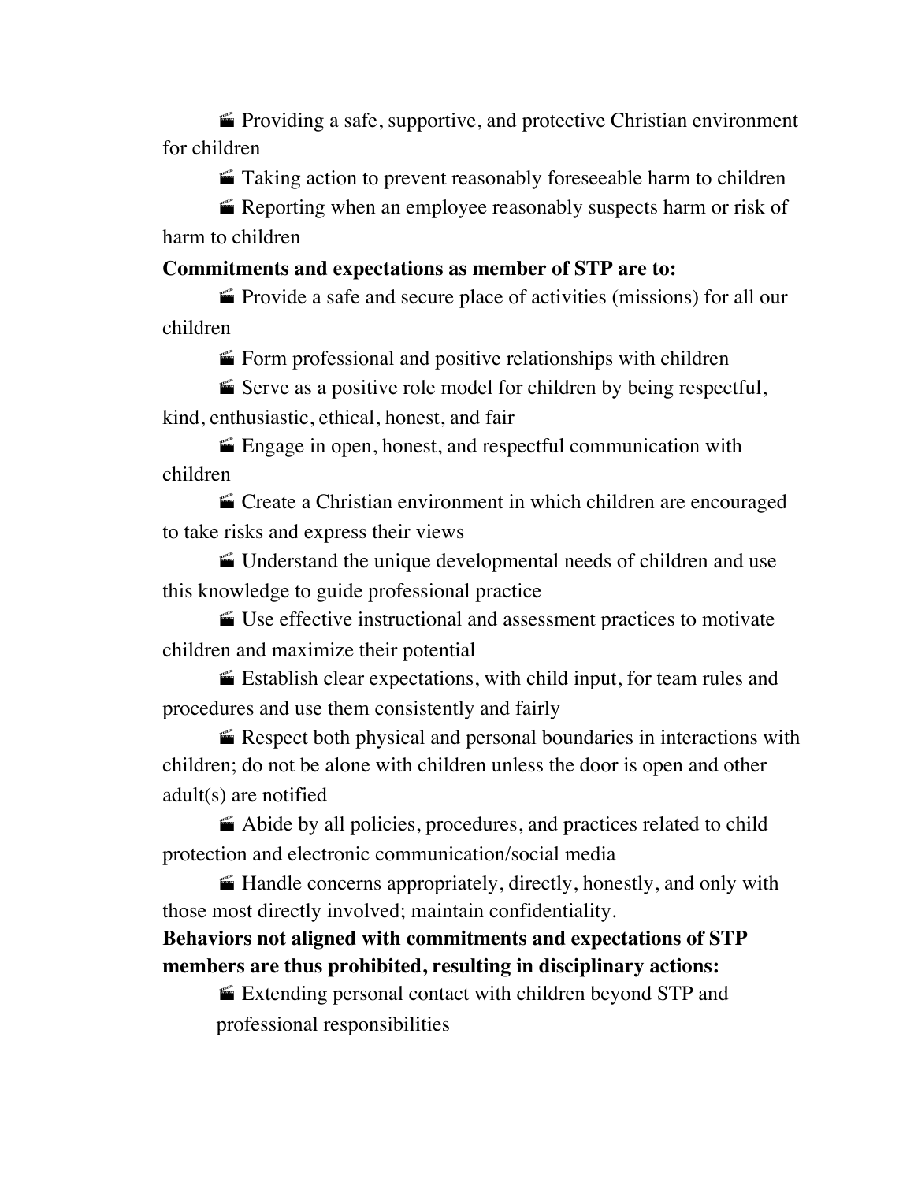- Providing a safe, supportive, and protective Christian environment for children
- Taking action to prevent reasonably foreseeable harm to children
- Reporting when an employee reasonably suspects harm or risk of harm to children

**Commitments and expectations as member of STP are to:**

- Provide a safe and secure place of activities (missions) for all our children
- Form professional and positive relationships with children
- Serve as a positive role model for children by being respectful, kind, enthusiastic, ethical, honest, and fair
- Engage in open, honest, and respectful communication with children
- Create a Christian environment in which children are encouraged to take risks and express their views
- Understand the unique developmental needs of children and use this knowledge to guide professional practice
- Use effective instructional and assessment practices to motivate children and maximize their potential
- Establish clear expectations, with child input, for team rules and procedures and use them consistently and fairly
- Respect both physical and personal boundaries in interactions with children; do not be alone with children unless the door is open and other adult(s) are notified
- Abide by all policies, procedures, and practices related to child protection and electronic communication/social media
- Handle concerns appropriately, directly, honestly, and only with those most directly involved; maintain confidentiality.

**Behaviors not aligned with commitments and expectations of STP members are thus prohibited, resulting in disciplinary actions:**

- Extending personal contact with children beyond STP and professional responsibilities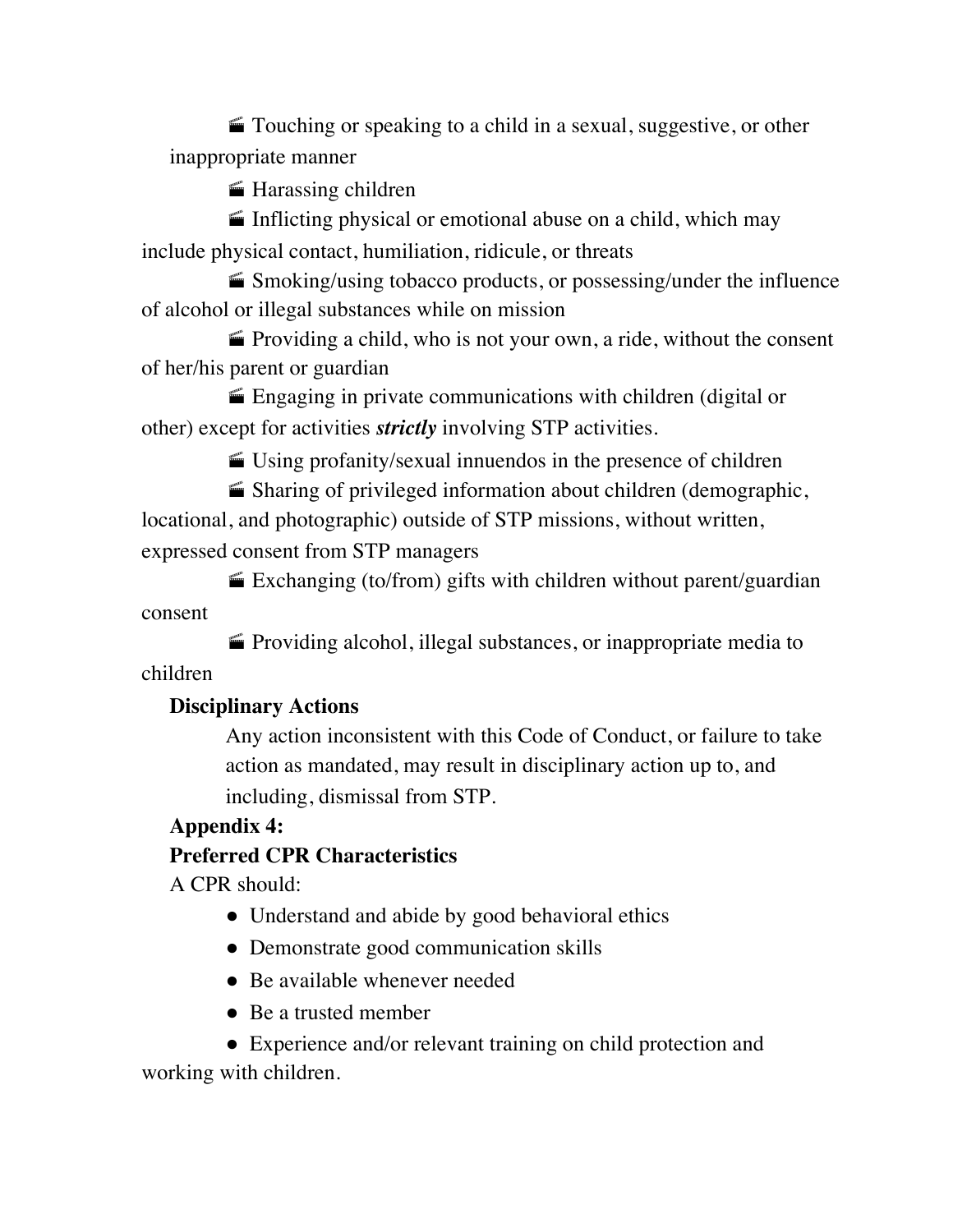- Touching or speaking to a child in a sexual, suggestive, or other inappropriate manner
- Harassing children
- Inflicting physical or emotional abuse on a child, which may include physical contact, humiliation, ridicule, or threats
- Smoking/using tobacco products, or possessing/under the influence of alcohol or illegal substances while on mission
- Providing a child, who is not your own, a ride, without the consent of her/his parent or guardian
- Engaging in private communications with children (digital or other) except for activities ***strictly*** involving STP activities.
- Using profanity/sexual innuendos in the presence of children
- Sharing of privileged information about children (demographic, locational, and photographic) outside of STP missions, without written, expressed consent from STP managers
- Exchanging (to/from) gifts with children without parent/guardian consent
- Providing alcohol, illegal substances, or inappropriate media to children

**Disciplinary Actions**

Any action inconsistent with this Code of Conduct, or failure to take action as mandated, may result in disciplinary action up to, and including, dismissal from STP.

## Appendix 4:

## Preferred CPR Characteristics

A CPR should:

- Understand and abide by good behavioral ethics
- Demonstrate good communication skills
- Be available whenever needed
- Be a trusted member
- Experience and/or relevant training on child protection and working with children.